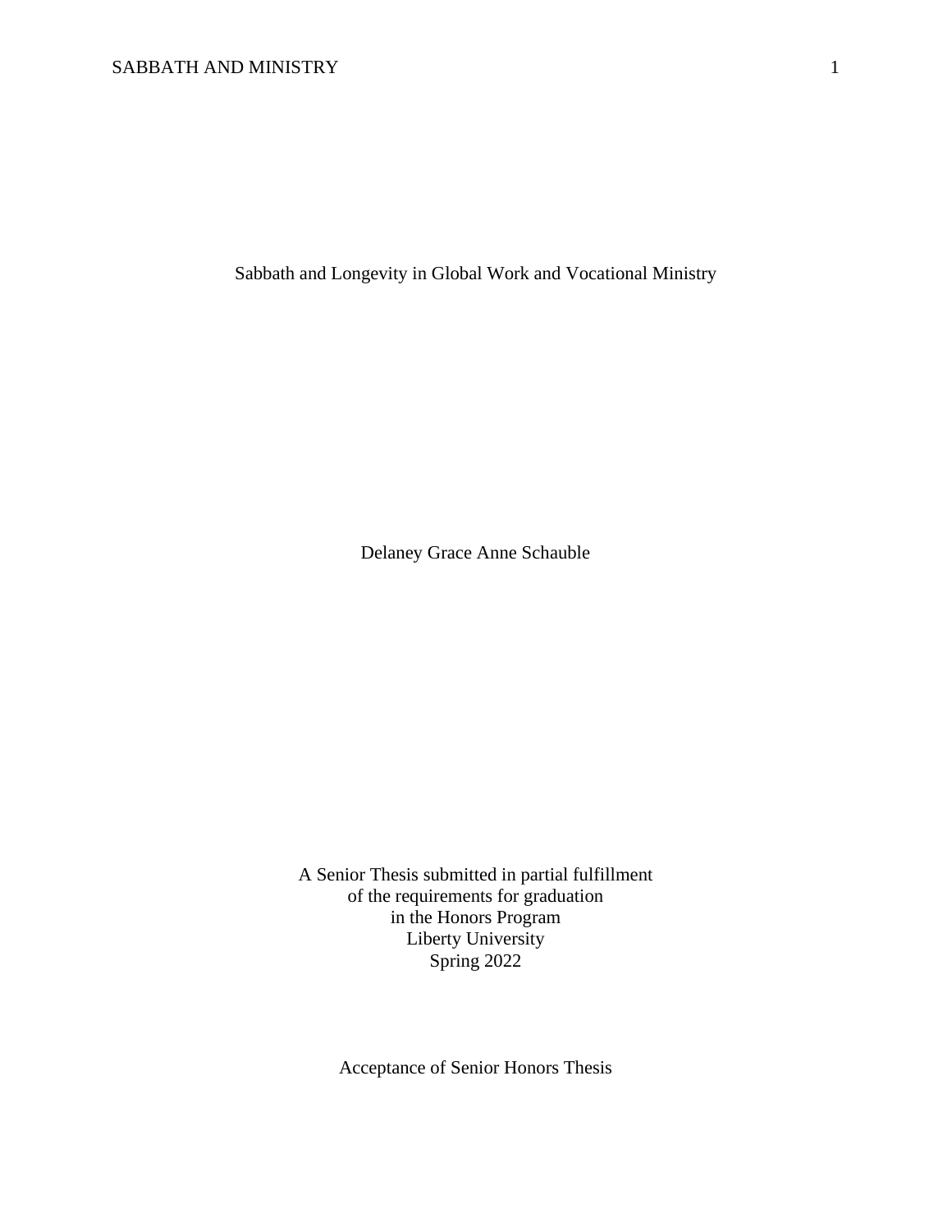# Sabbath and Longevity in Global Work and Vocational Ministry

Delaney Grace Anne Schauble

A Senior Thesis submitted in partial fulfillment
of the requirements for graduation
in the Honors Program
Liberty University
Spring 2022

Acceptance of Senior Honors Thesis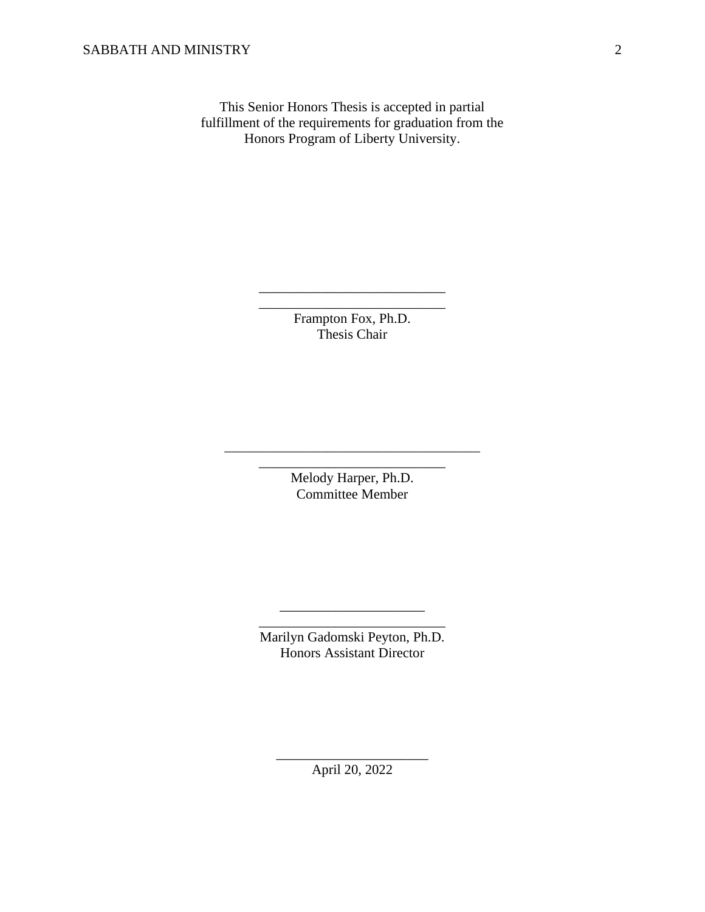This Senior Honors Thesis is accepted in partial fulfillment of the requirements for graduation from the Honors Program of Liberty University.

______________________________
______________________________
Frampton Fox, Ph.D.
Thesis Chair

______________________________
______________________________
Melody Harper, Ph.D.
Committee Member

______________________________
______________________________
Marilyn Gadomski Peyton, Ph.D.
Honors Assistant Director

______________________________
April 20, 2022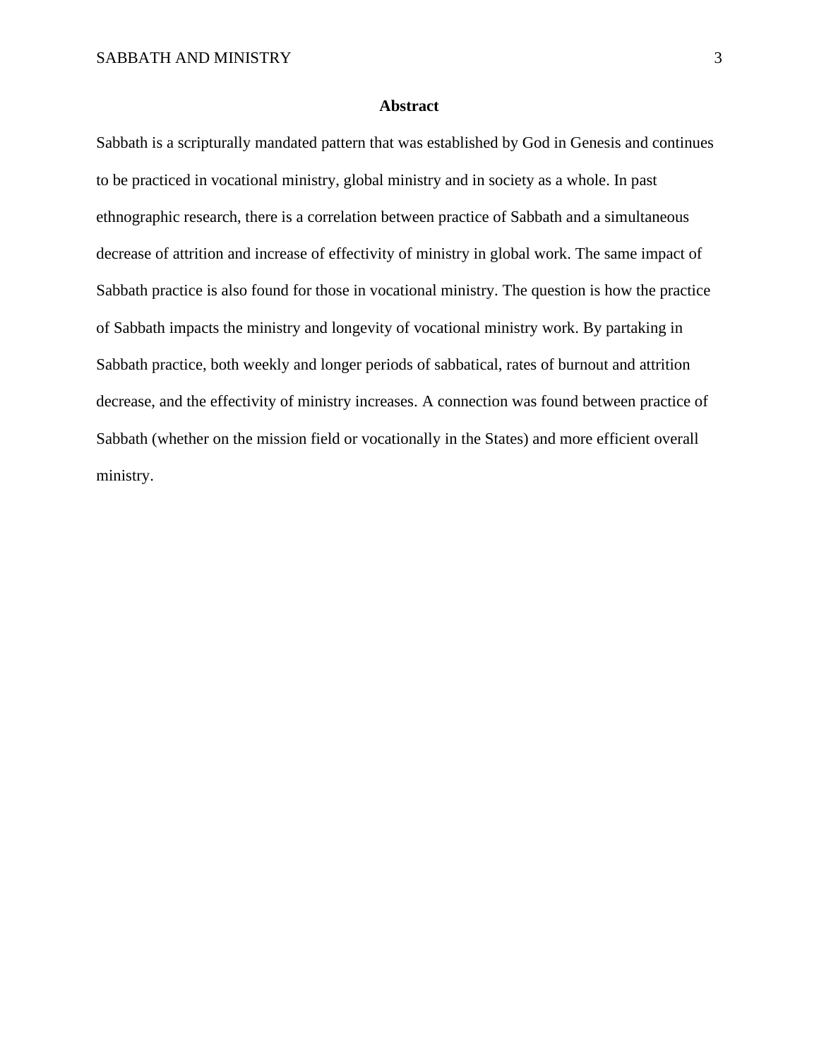# Abstract

Sabbath is a scripturally mandated pattern that was established by God in Genesis and continues to be practiced in vocational ministry, global ministry and in society as a whole. In past ethnographic research, there is a correlation between practice of Sabbath and a simultaneous decrease of attrition and increase of effectivity of ministry in global work. The same impact of Sabbath practice is also found for those in vocational ministry. The question is how the practice of Sabbath impacts the ministry and longevity of vocational ministry work. By partaking in Sabbath practice, both weekly and longer periods of sabbatical, rates of burnout and attrition decrease, and the effectivity of ministry increases. A connection was found between practice of Sabbath (whether on the mission field or vocationally in the States) and more efficient overall ministry.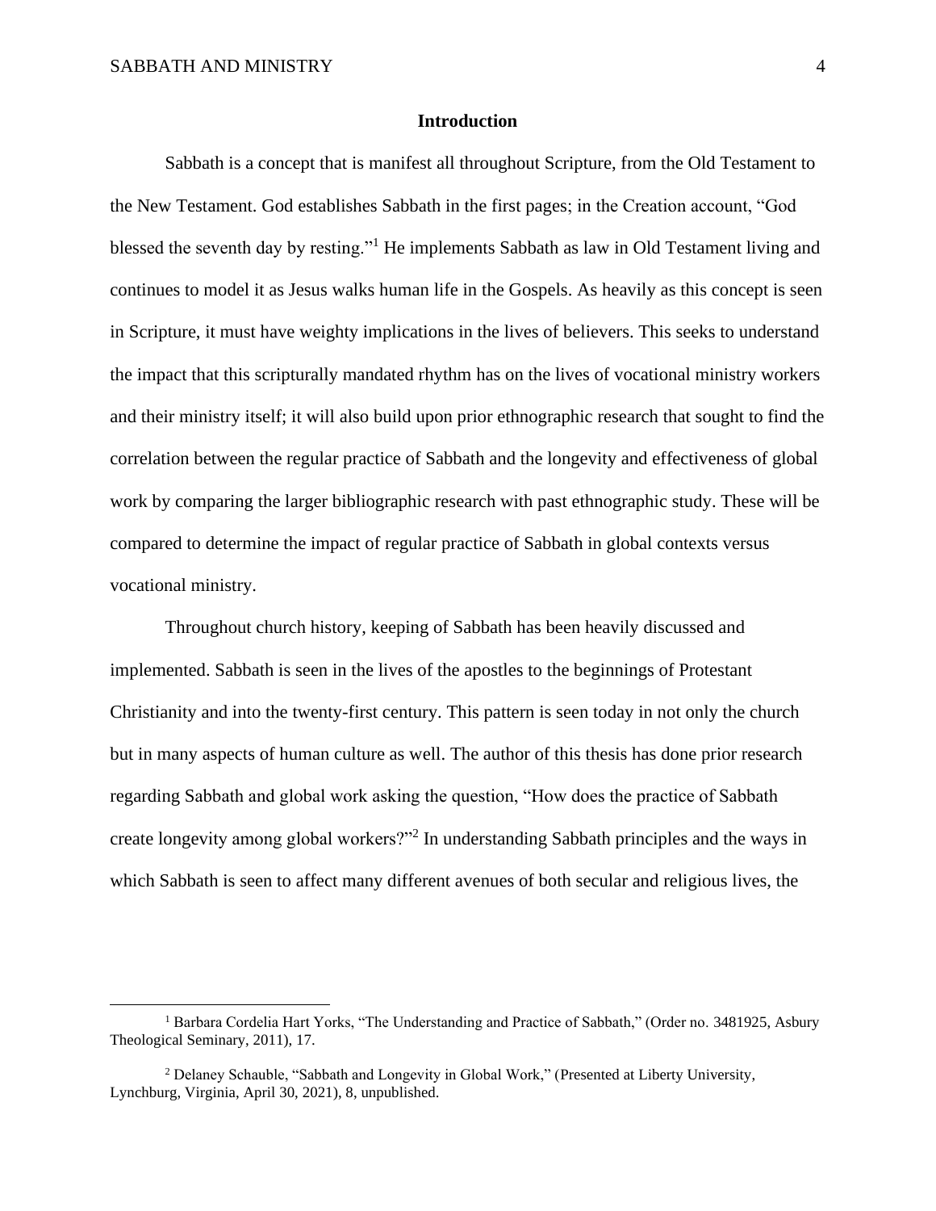## Introduction

Sabbath is a concept that is manifest all throughout Scripture, from the Old Testament to the New Testament. God establishes Sabbath in the first pages; in the Creation account, "God blessed the seventh day by resting."[1] He implements Sabbath as law in Old Testament living and continues to model it as Jesus walks human life in the Gospels. As heavily as this concept is seen in Scripture, it must have weighty implications in the lives of believers. This seeks to understand the impact that this scripturally mandated rhythm has on the lives of vocational ministry workers and their ministry itself; it will also build upon prior ethnographic research that sought to find the correlation between the regular practice of Sabbath and the longevity and effectiveness of global work by comparing the larger bibliographic research with past ethnographic study. These will be compared to determine the impact of regular practice of Sabbath in global contexts versus vocational ministry.

Throughout church history, keeping of Sabbath has been heavily discussed and implemented. Sabbath is seen in the lives of the apostles to the beginnings of Protestant Christianity and into the twenty-first century. This pattern is seen today in not only the church but in many aspects of human culture as well. The author of this thesis has done prior research regarding Sabbath and global work asking the question, "How does the practice of Sabbath create longevity among global workers?"[2] In understanding Sabbath principles and the ways in which Sabbath is seen to affect many different avenues of both secular and religious lives, the

---

[1] Barbara Cordelia Hart Yorks, "The Understanding and Practice of Sabbath," (Order no. 3481925, Asbury Theological Seminary, 2011), 17.

[2] Delaney Schauble, "Sabbath and Longevity in Global Work," (Presented at Liberty University, Lynchburg, Virginia, April 30, 2021), 8, unpublished.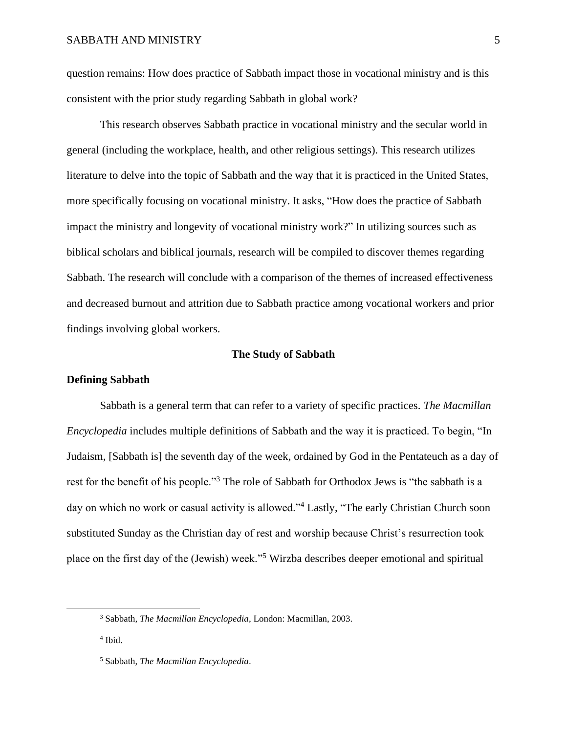question remains: How does practice of Sabbath impact those in vocational ministry and is this consistent with the prior study regarding Sabbath in global work?

This research observes Sabbath practice in vocational ministry and the secular world in general (including the workplace, health, and other religious settings). This research utilizes literature to delve into the topic of Sabbath and the way that it is practiced in the United States, more specifically focusing on vocational ministry. It asks, "How does the practice of Sabbath impact the ministry and longevity of vocational ministry work?" In utilizing sources such as biblical scholars and biblical journals, research will be compiled to discover themes regarding Sabbath. The research will conclude with a comparison of the themes of increased effectiveness and decreased burnout and attrition due to Sabbath practice among vocational workers and prior findings involving global workers.

## The Study of Sabbath

### Defining Sabbath

Sabbath is a general term that can refer to a variety of specific practices. *The Macmillan Encyclopedia* includes multiple definitions of Sabbath and the way it is practiced. To begin, "In Judaism, [Sabbath is] the seventh day of the week, ordained by God in the Pentateuch as a day of rest for the benefit of his people."[3] The role of Sabbath for Orthodox Jews is "the sabbath is a day on which no work or casual activity is allowed."[4] Lastly, "The early Christian Church soon substituted Sunday as the Christian day of rest and worship because Christ's resurrection took place on the first day of the (Jewish) week."[5] Wirzba describes deeper emotional and spiritual

---

[3] Sabbath, *The Macmillan Encyclopedia*, London: Macmillan, 2003.

[4] Ibid.

[5] Sabbath, *The Macmillan Encyclopedia*.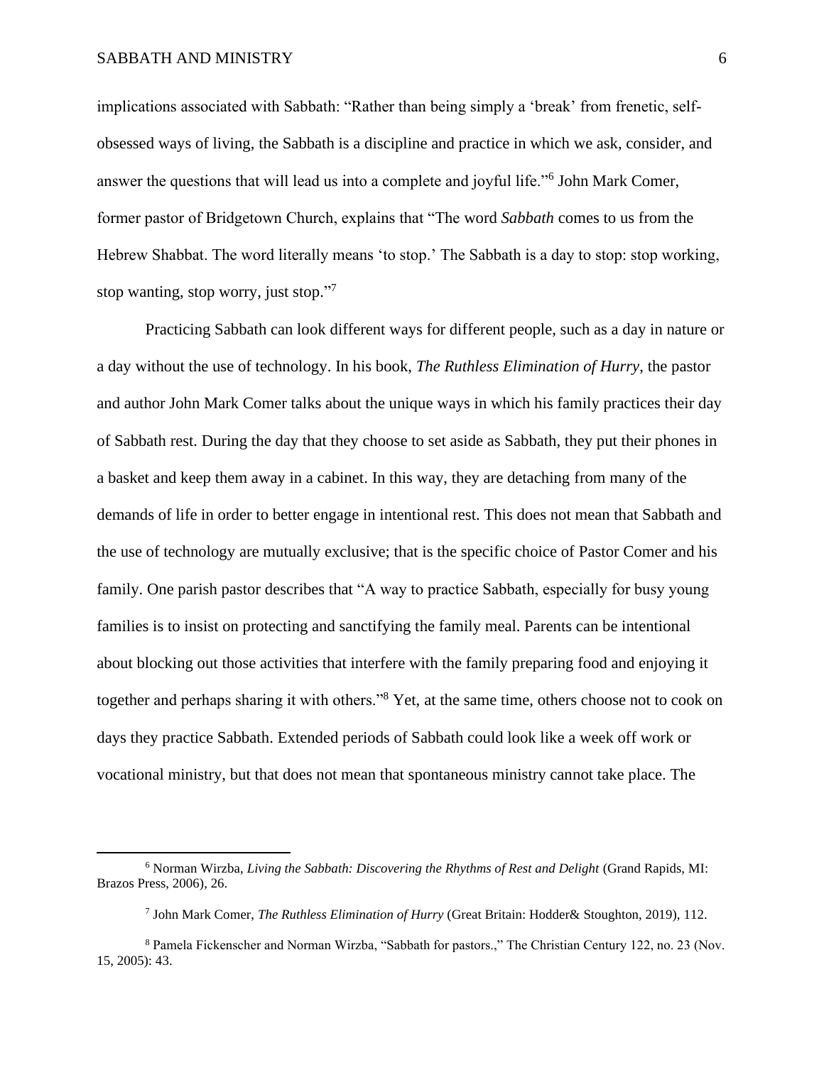implications associated with Sabbath: "Rather than being simply a 'break' from frenetic, self-obsessed ways of living, the Sabbath is a discipline and practice in which we ask, consider, and answer the questions that will lead us into a complete and joyful life."[6] John Mark Comer, former pastor of Bridgetown Church, explains that "The word *Sabbath* comes to us from the Hebrew Shabbat. The word literally means 'to stop.' The Sabbath is a day to stop: stop working, stop wanting, stop worry, just stop."[7]

Practicing Sabbath can look different ways for different people, such as a day in nature or a day without the use of technology. In his book, *The Ruthless Elimination of Hurry*, the pastor and author John Mark Comer talks about the unique ways in which his family practices their day of Sabbath rest. During the day that they choose to set aside as Sabbath, they put their phones in a basket and keep them away in a cabinet. In this way, they are detaching from many of the demands of life in order to better engage in intentional rest. This does not mean that Sabbath and the use of technology are mutually exclusive; that is the specific choice of Pastor Comer and his family. One parish pastor describes that "A way to practice Sabbath, especially for busy young families is to insist on protecting and sanctifying the family meal. Parents can be intentional about blocking out those activities that interfere with the family preparing food and enjoying it together and perhaps sharing it with others."[8] Yet, at the same time, others choose not to cook on days they practice Sabbath. Extended periods of Sabbath could look like a week off work or vocational ministry, but that does not mean that spontaneous ministry cannot take place. The

---

[6] Norman Wirzba, *Living the Sabbath: Discovering the Rhythms of Rest and Delight* (Grand Rapids, MI: Brazos Press, 2006), 26.

[7] John Mark Comer, *The Ruthless Elimination of Hurry* (Great Britain: Hodder& Stoughton, 2019), 112.

[8] Pamela Fickenscher and Norman Wirzba, "Sabbath for pastors.," The Christian Century 122, no. 23 (Nov. 15, 2005): 43.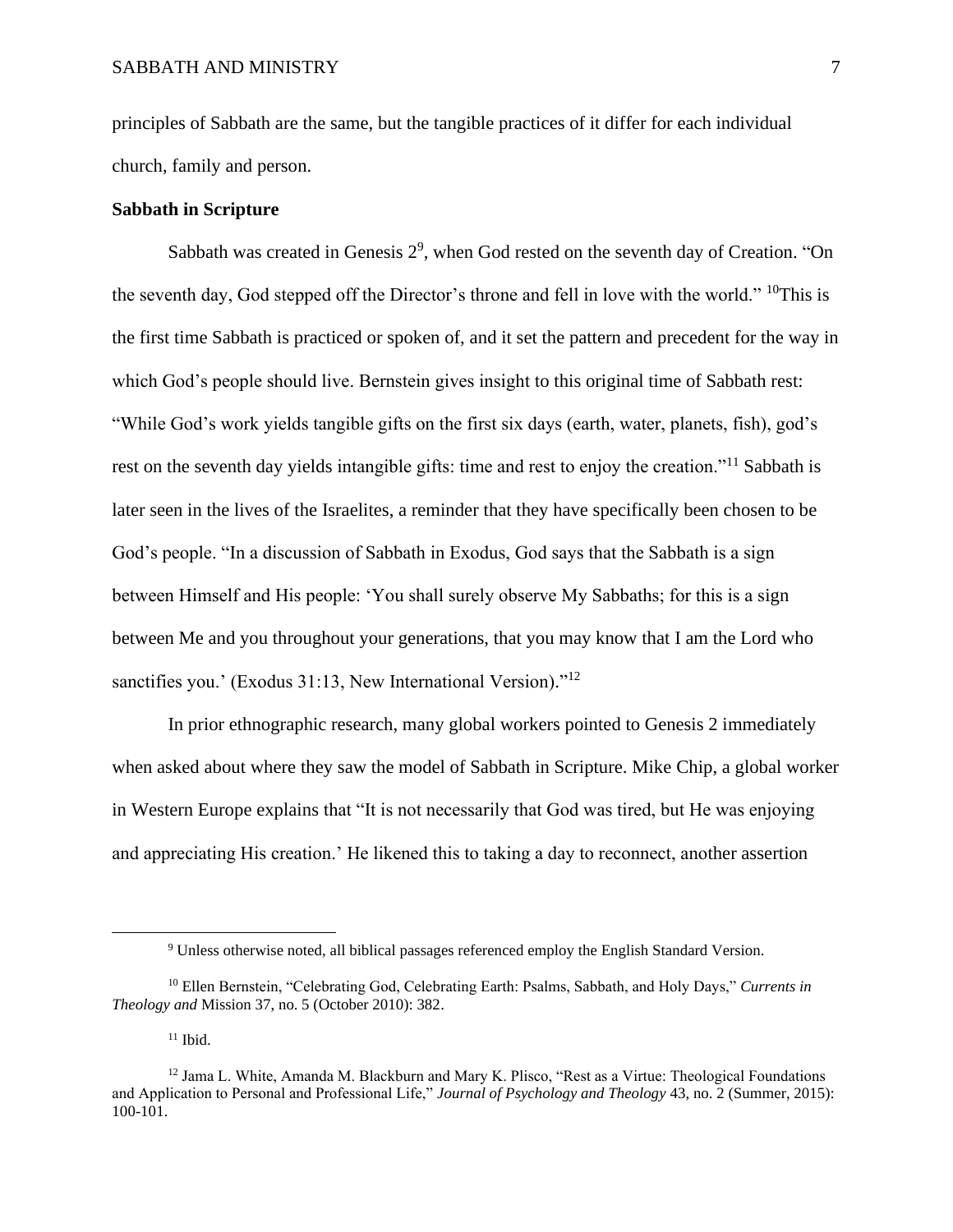principles of Sabbath are the same, but the tangible practices of it differ for each individual church, family and person.

**Sabbath in Scripture**

Sabbath was created in Genesis 2[9], when God rested on the seventh day of Creation. "On the seventh day, God stepped off the Director's throne and fell in love with the world." [10]This is the first time Sabbath is practiced or spoken of, and it set the pattern and precedent for the way in which God's people should live. Bernstein gives insight to this original time of Sabbath rest: "While God's work yields tangible gifts on the first six days (earth, water, planets, fish), god's rest on the seventh day yields intangible gifts: time and rest to enjoy the creation."[11] Sabbath is later seen in the lives of the Israelites, a reminder that they have specifically been chosen to be God's people. "In a discussion of Sabbath in Exodus, God says that the Sabbath is a sign between Himself and His people: 'You shall surely observe My Sabbaths; for this is a sign between Me and you throughout your generations, that you may know that I am the Lord who sanctifies you.' (Exodus 31:13, New International Version)."[12]

In prior ethnographic research, many global workers pointed to Genesis 2 immediately when asked about where they saw the model of Sabbath in Scripture. Mike Chip, a global worker in Western Europe explains that "It is not necessarily that God was tired, but He was enjoying and appreciating His creation.' He likened this to taking a day to reconnect, another assertion

---

[9] Unless otherwise noted, all biblical passages referenced employ the English Standard Version.

[10] Ellen Bernstein, "Celebrating God, Celebrating Earth: Psalms, Sabbath, and Holy Days," *Currents in Theology and* Mission 37, no. 5 (October 2010): 382.

[11] Ibid.

[12] Jama L. White, Amanda M. Blackburn and Mary K. Plisco, "Rest as a Virtue: Theological Foundations and Application to Personal and Professional Life," *Journal of Psychology and Theology* 43, no. 2 (Summer, 2015): 100-101.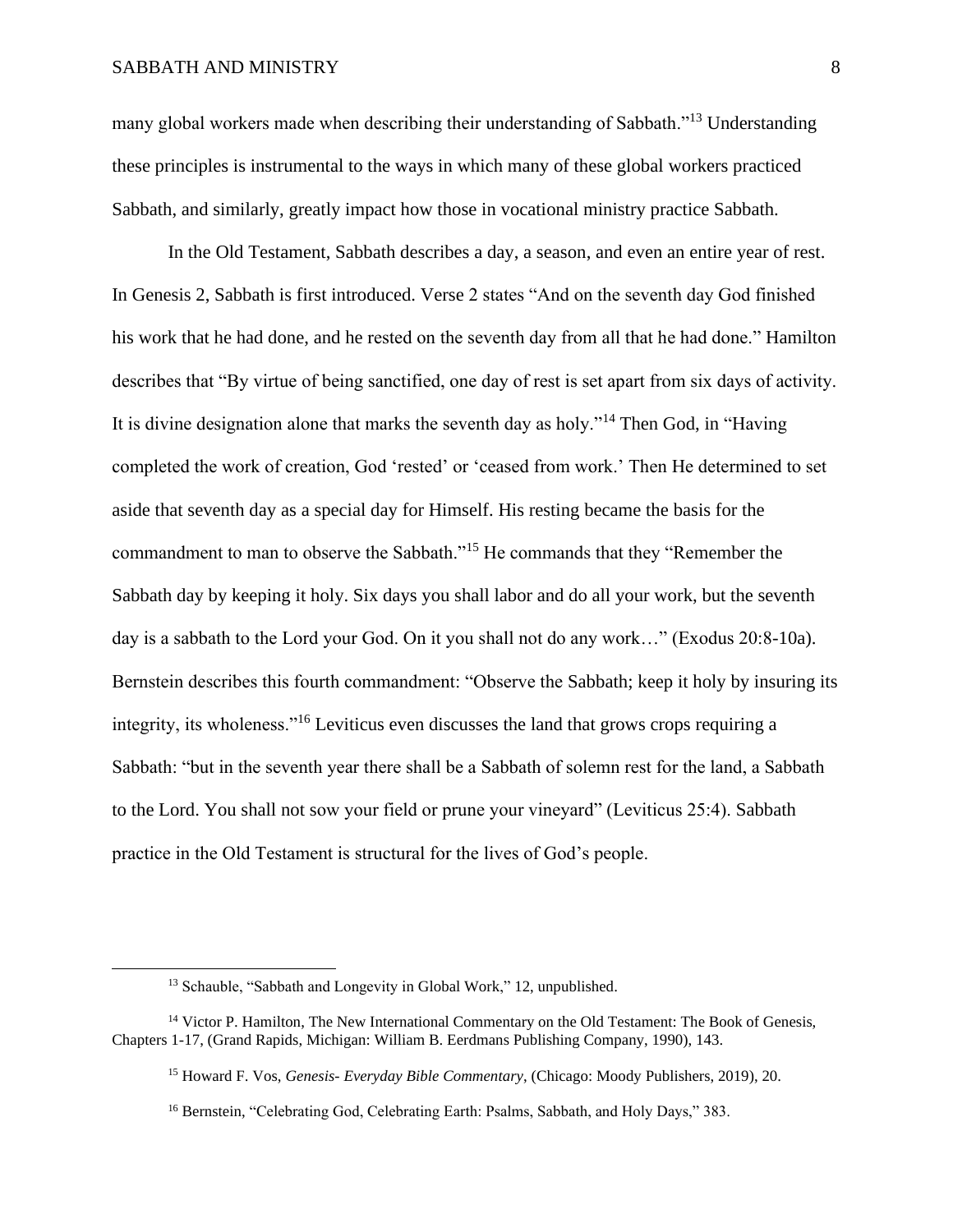many global workers made when describing their understanding of Sabbath."[13] Understanding these principles is instrumental to the ways in which many of these global workers practiced Sabbath, and similarly, greatly impact how those in vocational ministry practice Sabbath.

In the Old Testament, Sabbath describes a day, a season, and even an entire year of rest. In Genesis 2, Sabbath is first introduced. Verse 2 states "And on the seventh day God finished his work that he had done, and he rested on the seventh day from all that he had done." Hamilton describes that "By virtue of being sanctified, one day of rest is set apart from six days of activity. It is divine designation alone that marks the seventh day as holy."[14] Then God, in "Having completed the work of creation, God 'rested' or 'ceased from work.' Then He determined to set aside that seventh day as a special day for Himself. His resting became the basis for the commandment to man to observe the Sabbath."[15] He commands that they "Remember the Sabbath day by keeping it holy. Six days you shall labor and do all your work, but the seventh day is a sabbath to the Lord your God. On it you shall not do any work…" (Exodus 20:8-10a). Bernstein describes this fourth commandment: "Observe the Sabbath; keep it holy by insuring its integrity, its wholeness."[16] Leviticus even discusses the land that grows crops requiring a Sabbath: "but in the seventh year there shall be a Sabbath of solemn rest for the land, a Sabbath to the Lord. You shall not sow your field or prune your vineyard" (Leviticus 25:4). Sabbath practice in the Old Testament is structural for the lives of God's people.

---

[13] Schauble, "Sabbath and Longevity in Global Work," 12, unpublished.

[14] Victor P. Hamilton, The New International Commentary on the Old Testament: The Book of Genesis, Chapters 1-17, (Grand Rapids, Michigan: William B. Eerdmans Publishing Company, 1990), 143.

[15] Howard F. Vos, *Genesis- Everyday Bible Commentary*, (Chicago: Moody Publishers, 2019), 20.

[16] Bernstein, "Celebrating God, Celebrating Earth: Psalms, Sabbath, and Holy Days," 383.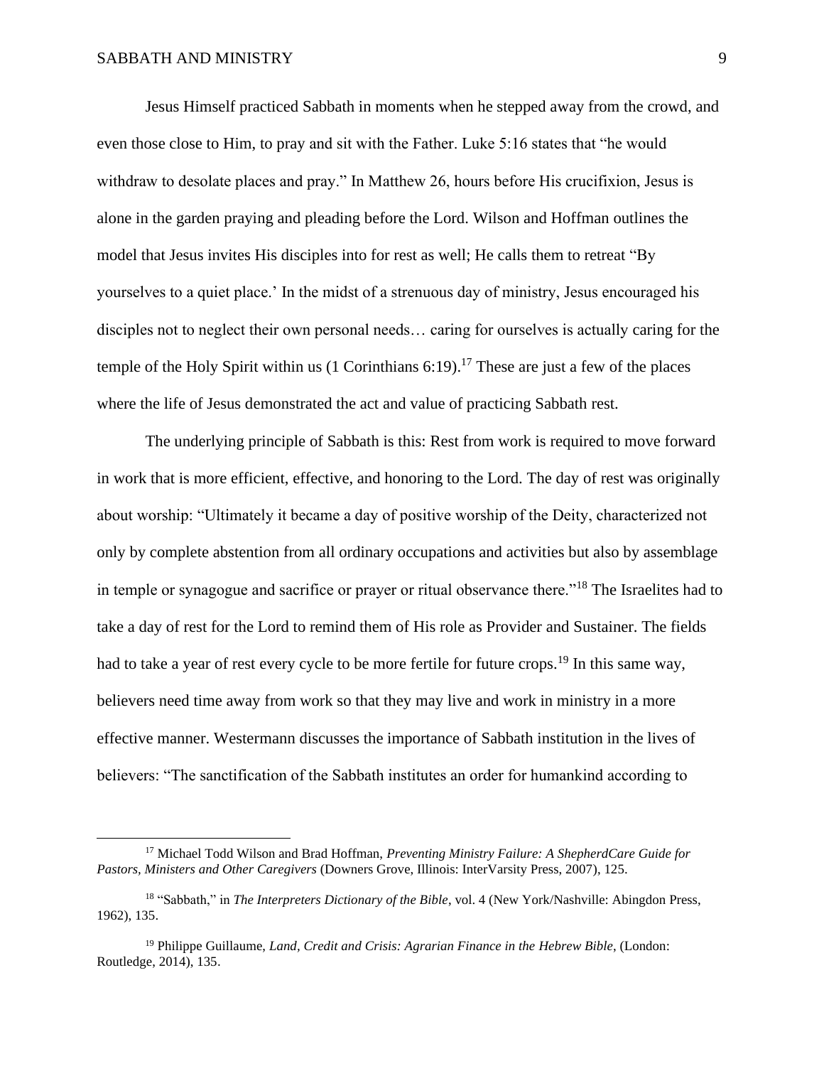Jesus Himself practiced Sabbath in moments when he stepped away from the crowd, and even those close to Him, to pray and sit with the Father. Luke 5:16 states that "he would withdraw to desolate places and pray." In Matthew 26, hours before His crucifixion, Jesus is alone in the garden praying and pleading before the Lord. Wilson and Hoffman outlines the model that Jesus invites His disciples into for rest as well; He calls them to retreat "By yourselves to a quiet place.' In the midst of a strenuous day of ministry, Jesus encouraged his disciples not to neglect their own personal needs… caring for ourselves is actually caring for the temple of the Holy Spirit within us (1 Corinthians 6:19).[17] These are just a few of the places where the life of Jesus demonstrated the act and value of practicing Sabbath rest.

The underlying principle of Sabbath is this: Rest from work is required to move forward in work that is more efficient, effective, and honoring to the Lord. The day of rest was originally about worship: "Ultimately it became a day of positive worship of the Deity, characterized not only by complete abstention from all ordinary occupations and activities but also by assemblage in temple or synagogue and sacrifice or prayer or ritual observance there."[18] The Israelites had to take a day of rest for the Lord to remind them of His role as Provider and Sustainer. The fields had to take a year of rest every cycle to be more fertile for future crops.[19] In this same way, believers need time away from work so that they may live and work in ministry in a more effective manner. Westermann discusses the importance of Sabbath institution in the lives of believers: "The sanctification of the Sabbath institutes an order for humankind according to

---

[17] Michael Todd Wilson and Brad Hoffman, *Preventing Ministry Failure: A ShepherdCare Guide for Pastors, Ministers and Other Caregivers* (Downers Grove, Illinois: InterVarsity Press, 2007), 125.

[18] "Sabbath," in *The Interpreters Dictionary of the Bible*, vol. 4 (New York/Nashville: Abingdon Press, 1962), 135.

[19] Philippe Guillaume, *Land, Credit and Crisis: Agrarian Finance in the Hebrew Bible*, (London: Routledge, 2014), 135.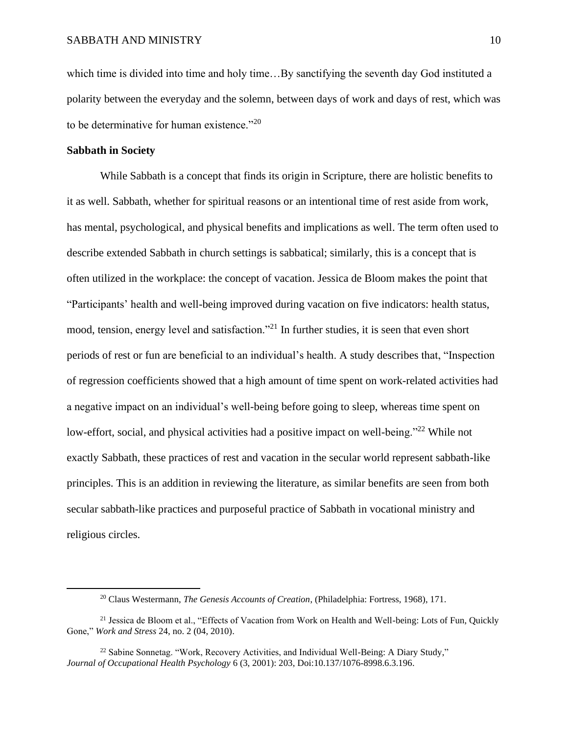which time is divided into time and holy time…By sanctifying the seventh day God instituted a polarity between the everyday and the solemn, between days of work and days of rest, which was to be determinative for human existence."[20]

**Sabbath in Society**

While Sabbath is a concept that finds its origin in Scripture, there are holistic benefits to it as well. Sabbath, whether for spiritual reasons or an intentional time of rest aside from work, has mental, psychological, and physical benefits and implications as well. The term often used to describe extended Sabbath in church settings is sabbatical; similarly, this is a concept that is often utilized in the workplace: the concept of vacation. Jessica de Bloom makes the point that "Participants' health and well-being improved during vacation on five indicators: health status, mood, tension, energy level and satisfaction."[21] In further studies, it is seen that even short periods of rest or fun are beneficial to an individual's health. A study describes that, "Inspection of regression coefficients showed that a high amount of time spent on work-related activities had a negative impact on an individual's well-being before going to sleep, whereas time spent on low-effort, social, and physical activities had a positive impact on well-being."[22] While not exactly Sabbath, these practices of rest and vacation in the secular world represent sabbath-like principles. This is an addition in reviewing the literature, as similar benefits are seen from both secular sabbath-like practices and purposeful practice of Sabbath in vocational ministry and religious circles.

---

[20] Claus Westermann, *The Genesis Accounts of Creation*, (Philadelphia: Fortress, 1968), 171.

[21] Jessica de Bloom et al., "Effects of Vacation from Work on Health and Well-being: Lots of Fun, Quickly Gone," *Work and Stress* 24, no. 2 (04, 2010).

[22] Sabine Sonnetag. "Work, Recovery Activities, and Individual Well-Being: A Diary Study," *Journal of Occupational Health Psychology* 6 (3, 2001): 203, Doi:10.137/1076-8998.6.3.196.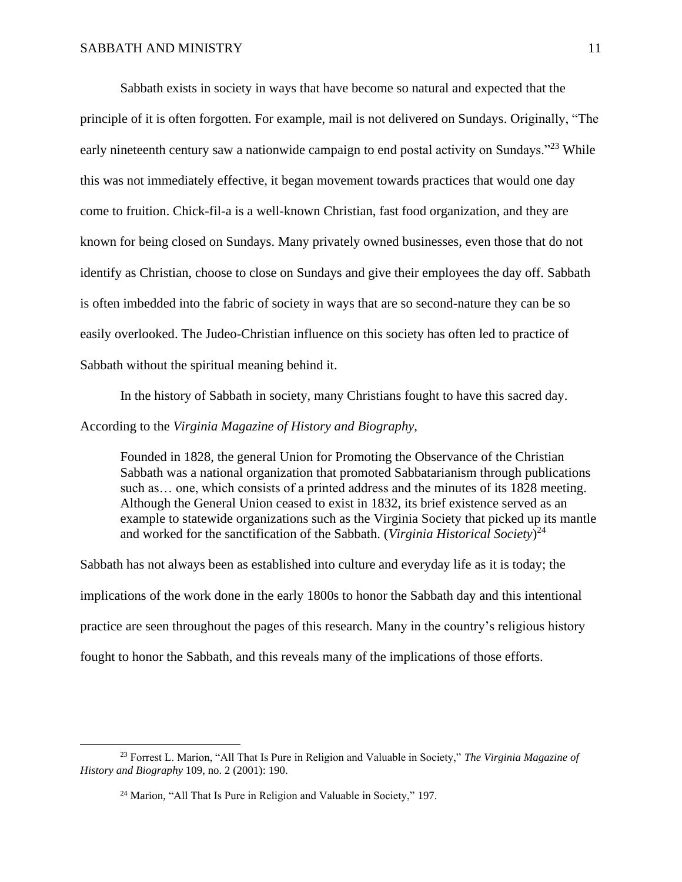Sabbath exists in society in ways that have become so natural and expected that the principle of it is often forgotten. For example, mail is not delivered on Sundays. Originally, "The early nineteenth century saw a nationwide campaign to end postal activity on Sundays."[23] While this was not immediately effective, it began movement towards practices that would one day come to fruition. Chick-fil-a is a well-known Christian, fast food organization, and they are known for being closed on Sundays. Many privately owned businesses, even those that do not identify as Christian, choose to close on Sundays and give their employees the day off. Sabbath is often imbedded into the fabric of society in ways that are so second-nature they can be so easily overlooked. The Judeo-Christian influence on this society has often led to practice of Sabbath without the spiritual meaning behind it.

In the history of Sabbath in society, many Christians fought to have this sacred day. According to the *Virginia Magazine of History and Biography*,

> Founded in 1828, the general Union for Promoting the Observance of the Christian Sabbath was a national organization that promoted Sabbatarianism through publications such as… one, which consists of a printed address and the minutes of its 1828 meeting. Although the General Union ceased to exist in 1832, its brief existence served as an example to statewide organizations such as the Virginia Society that picked up its mantle and worked for the sanctification of the Sabbath. (*Virginia Historical Society*)[24]

Sabbath has not always been as established into culture and everyday life as it is today; the implications of the work done in the early 1800s to honor the Sabbath day and this intentional practice are seen throughout the pages of this research. Many in the country's religious history fought to honor the Sabbath, and this reveals many of the implications of those efforts.

---

[23] Forrest L. Marion, "All That Is Pure in Religion and Valuable in Society," *The Virginia Magazine of History and Biography* 109, no. 2 (2001): 190.

[24] Marion, "All That Is Pure in Religion and Valuable in Society," 197.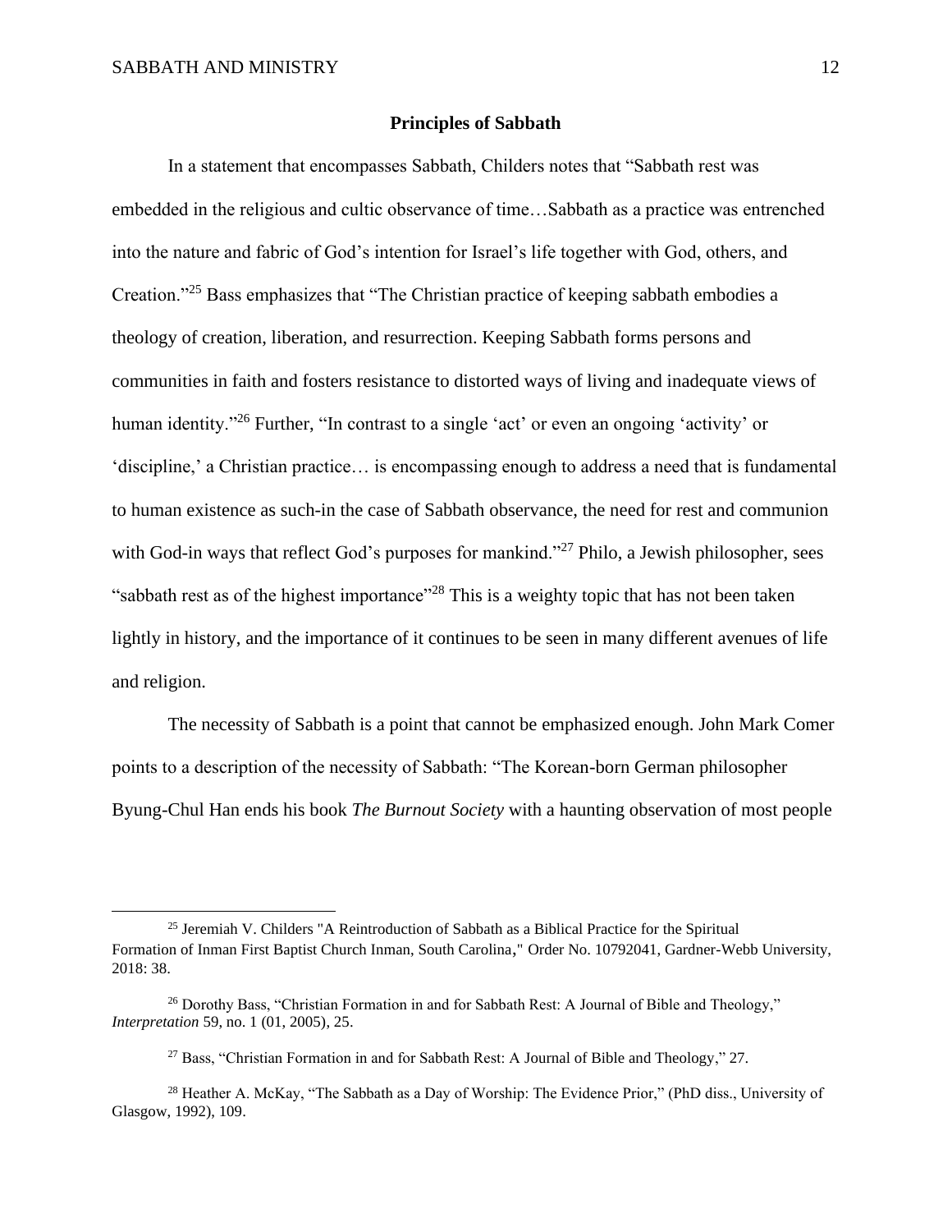## Principles of Sabbath

In a statement that encompasses Sabbath, Childers notes that "Sabbath rest was embedded in the religious and cultic observance of time…Sabbath as a practice was entrenched into the nature and fabric of God's intention for Israel's life together with God, others, and Creation."[25] Bass emphasizes that "The Christian practice of keeping sabbath embodies a theology of creation, liberation, and resurrection. Keeping Sabbath forms persons and communities in faith and fosters resistance to distorted ways of living and inadequate views of human identity."[26] Further, "In contrast to a single 'act' or even an ongoing 'activity' or 'discipline,' a Christian practice… is encompassing enough to address a need that is fundamental to human existence as such-in the case of Sabbath observance, the need for rest and communion with God-in ways that reflect God's purposes for mankind."[27] Philo, a Jewish philosopher, sees "sabbath rest as of the highest importance"[28] This is a weighty topic that has not been taken lightly in history, and the importance of it continues to be seen in many different avenues of life and religion.

The necessity of Sabbath is a point that cannot be emphasized enough. John Mark Comer points to a description of the necessity of Sabbath: "The Korean-born German philosopher Byung-Chul Han ends his book *The Burnout Society* with a haunting observation of most people

---

[25] Jeremiah V. Childers "A Reintroduction of Sabbath as a Biblical Practice for the Spiritual Formation of Inman First Baptist Church Inman, South Carolina," Order No. 10792041, Gardner-Webb University, 2018: 38.

[26] Dorothy Bass, "Christian Formation in and for Sabbath Rest: A Journal of Bible and Theology," *Interpretation* 59, no. 1 (01, 2005), 25.

[27] Bass, "Christian Formation in and for Sabbath Rest: A Journal of Bible and Theology," 27.

[28] Heather A. McKay, "The Sabbath as a Day of Worship: The Evidence Prior," (PhD diss., University of Glasgow, 1992), 109.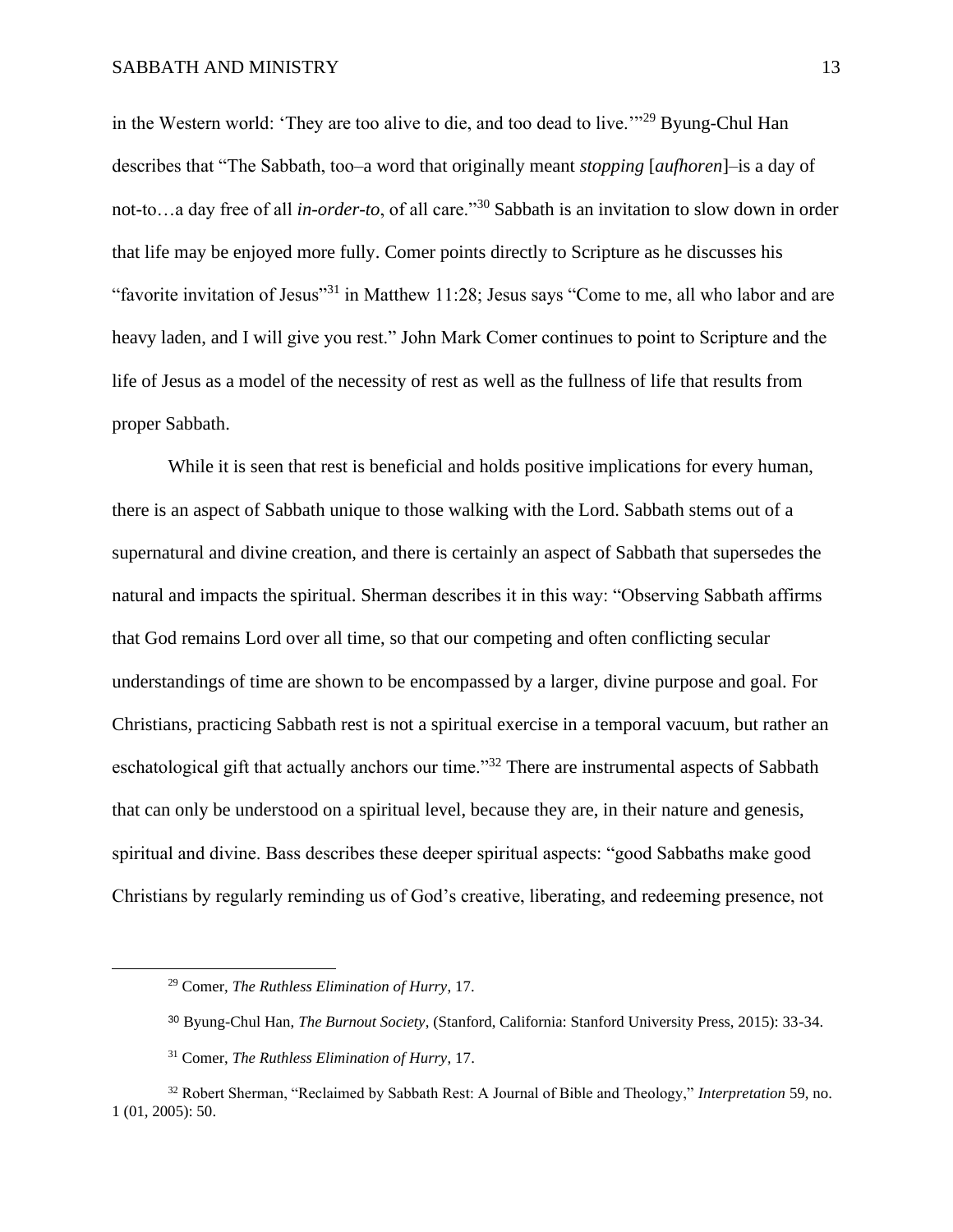in the Western world: 'They are too alive to die, and too dead to live.'"[29] Byung-Chul Han describes that "The Sabbath, too–a word that originally meant *stopping* [*aufhoren*]–is a day of not-to…a day free of all *in-order-to*, of all care."[30] Sabbath is an invitation to slow down in order that life may be enjoyed more fully. Comer points directly to Scripture as he discusses his "favorite invitation of Jesus"[31] in Matthew 11:28; Jesus says "Come to me, all who labor and are heavy laden, and I will give you rest." John Mark Comer continues to point to Scripture and the life of Jesus as a model of the necessity of rest as well as the fullness of life that results from proper Sabbath.

While it is seen that rest is beneficial and holds positive implications for every human, there is an aspect of Sabbath unique to those walking with the Lord. Sabbath stems out of a supernatural and divine creation, and there is certainly an aspect of Sabbath that supersedes the natural and impacts the spiritual. Sherman describes it in this way: "Observing Sabbath affirms that God remains Lord over all time, so that our competing and often conflicting secular understandings of time are shown to be encompassed by a larger, divine purpose and goal. For Christians, practicing Sabbath rest is not a spiritual exercise in a temporal vacuum, but rather an eschatological gift that actually anchors our time."[32] There are instrumental aspects of Sabbath that can only be understood on a spiritual level, because they are, in their nature and genesis, spiritual and divine. Bass describes these deeper spiritual aspects: "good Sabbaths make good Christians by regularly reminding us of God's creative, liberating, and redeeming presence, not

---

[29] Comer, *The Ruthless Elimination of Hurry*, 17.

[30] Byung-Chul Han, *The Burnout Society*, (Stanford, California: Stanford University Press, 2015): 33-34.

[31] Comer, *The Ruthless Elimination of Hurry*, 17.

[32] Robert Sherman, "Reclaimed by Sabbath Rest: A Journal of Bible and Theology," *Interpretation* 59, no. 1 (01, 2005): 50.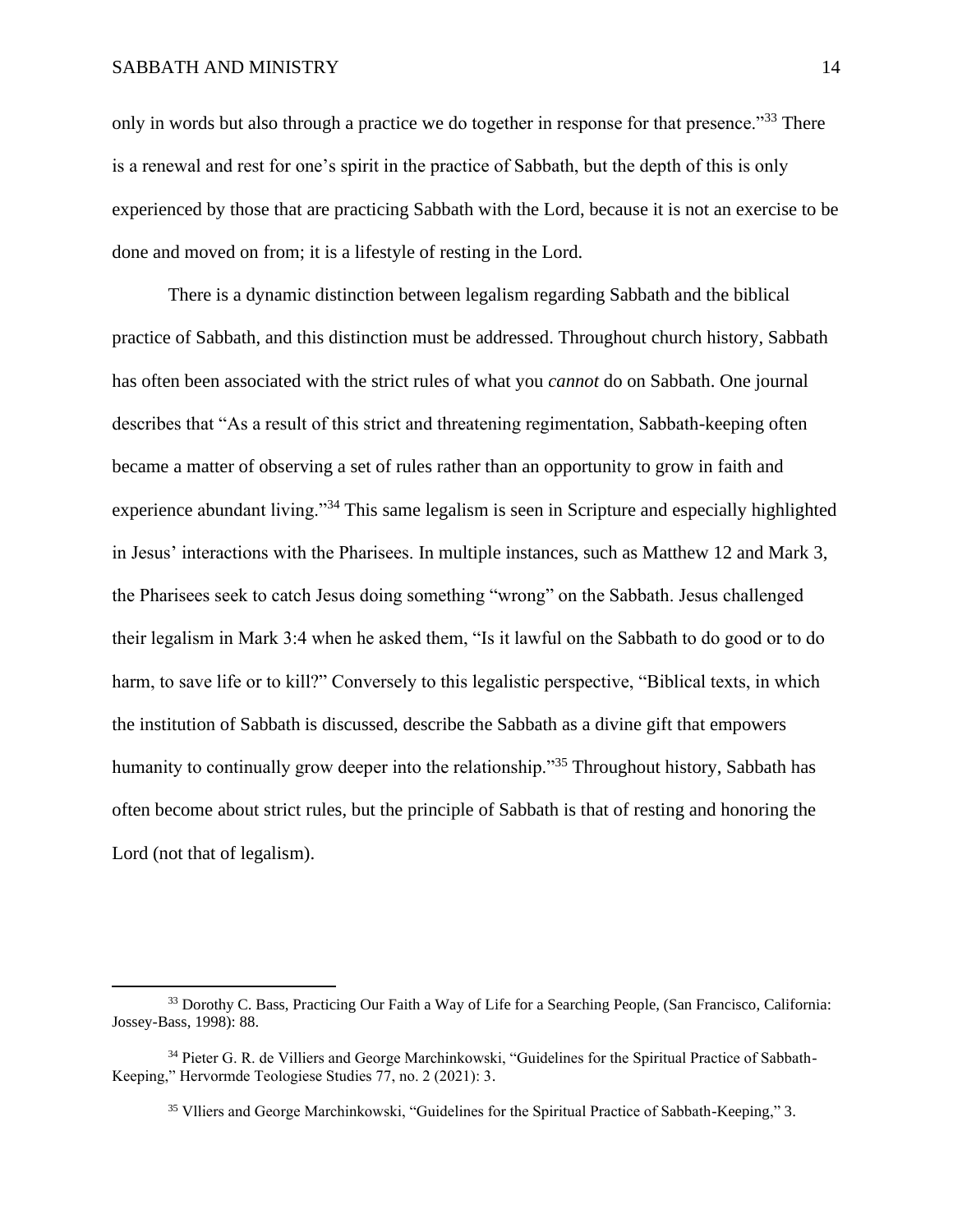only in words but also through a practice we do together in response for that presence."[33] There is a renewal and rest for one's spirit in the practice of Sabbath, but the depth of this is only experienced by those that are practicing Sabbath with the Lord, because it is not an exercise to be done and moved on from; it is a lifestyle of resting in the Lord.

There is a dynamic distinction between legalism regarding Sabbath and the biblical practice of Sabbath, and this distinction must be addressed. Throughout church history, Sabbath has often been associated with the strict rules of what you *cannot* do on Sabbath. One journal describes that "As a result of this strict and threatening regimentation, Sabbath-keeping often became a matter of observing a set of rules rather than an opportunity to grow in faith and experience abundant living."[34] This same legalism is seen in Scripture and especially highlighted in Jesus' interactions with the Pharisees. In multiple instances, such as Matthew 12 and Mark 3, the Pharisees seek to catch Jesus doing something "wrong" on the Sabbath. Jesus challenged their legalism in Mark 3:4 when he asked them, "Is it lawful on the Sabbath to do good or to do harm, to save life or to kill?" Conversely to this legalistic perspective, "Biblical texts, in which the institution of Sabbath is discussed, describe the Sabbath as a divine gift that empowers humanity to continually grow deeper into the relationship."[35] Throughout history, Sabbath has often become about strict rules, but the principle of Sabbath is that of resting and honoring the Lord (not that of legalism).

---

[33] Dorothy C. Bass, Practicing Our Faith a Way of Life for a Searching People, (San Francisco, California: Jossey-Bass, 1998): 88.

[34] Pieter G. R. de Villiers and George Marchinkowski, "Guidelines for the Spiritual Practice of Sabbath-Keeping," Hervormde Teologiese Studies 77, no. 2 (2021): 3.

[35] Vlliers and George Marchinkowski, "Guidelines for the Spiritual Practice of Sabbath-Keeping," 3.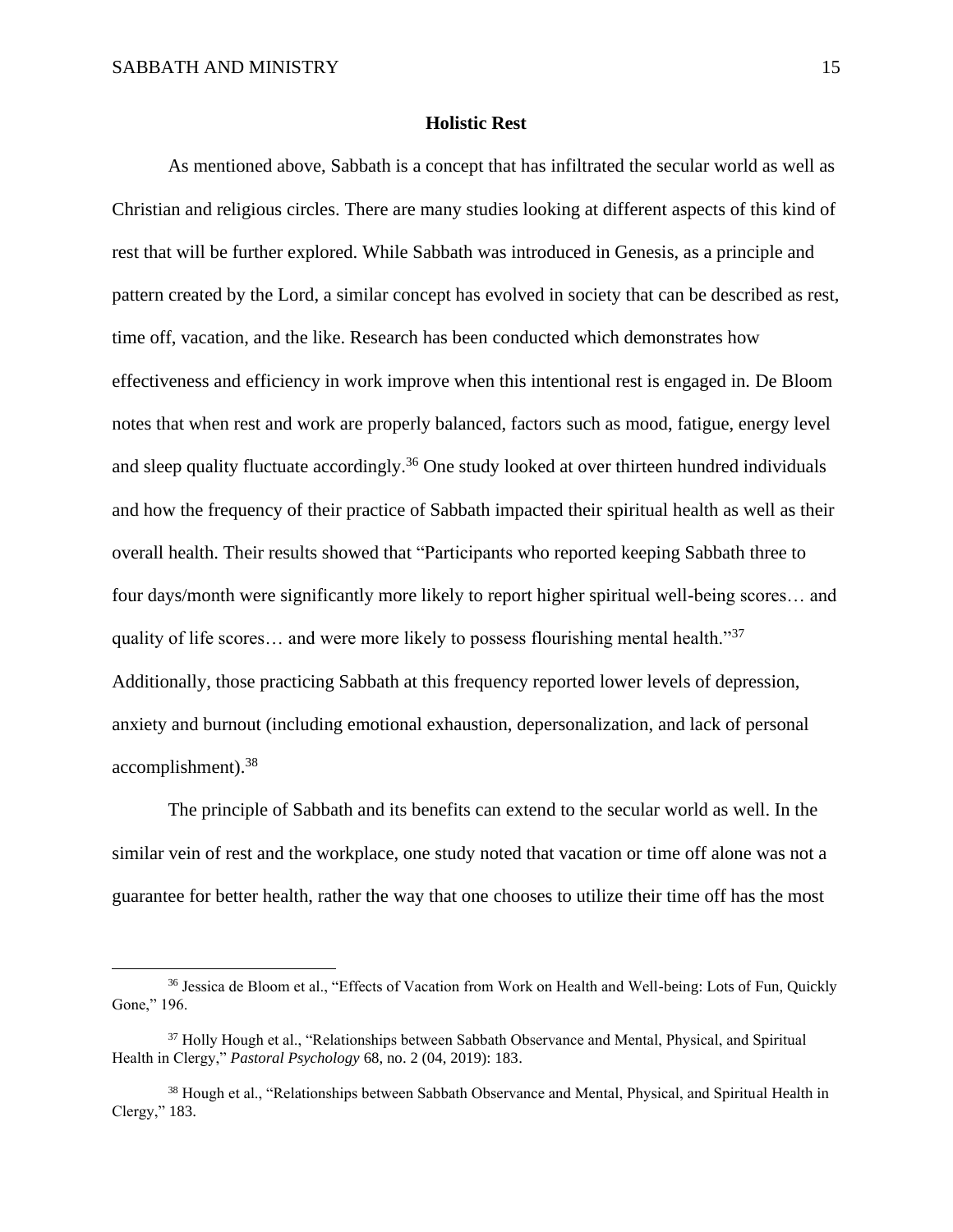## Holistic Rest

As mentioned above, Sabbath is a concept that has infiltrated the secular world as well as Christian and religious circles. There are many studies looking at different aspects of this kind of rest that will be further explored. While Sabbath was introduced in Genesis, as a principle and pattern created by the Lord, a similar concept has evolved in society that can be described as rest, time off, vacation, and the like. Research has been conducted which demonstrates how effectiveness and efficiency in work improve when this intentional rest is engaged in. De Bloom notes that when rest and work are properly balanced, factors such as mood, fatigue, energy level and sleep quality fluctuate accordingly.[36] One study looked at over thirteen hundred individuals and how the frequency of their practice of Sabbath impacted their spiritual health as well as their overall health. Their results showed that "Participants who reported keeping Sabbath three to four days/month were significantly more likely to report higher spiritual well-being scores… and quality of life scores… and were more likely to possess flourishing mental health."[37] Additionally, those practicing Sabbath at this frequency reported lower levels of depression, anxiety and burnout (including emotional exhaustion, depersonalization, and lack of personal accomplishment).[38]

The principle of Sabbath and its benefits can extend to the secular world as well. In the similar vein of rest and the workplace, one study noted that vacation or time off alone was not a guarantee for better health, rather the way that one chooses to utilize their time off has the most

---

[36] Jessica de Bloom et al., "Effects of Vacation from Work on Health and Well-being: Lots of Fun, Quickly Gone," 196.

[37] Holly Hough et al., "Relationships between Sabbath Observance and Mental, Physical, and Spiritual Health in Clergy," *Pastoral Psychology* 68, no. 2 (04, 2019): 183.

[38] Hough et al., "Relationships between Sabbath Observance and Mental, Physical, and Spiritual Health in Clergy," 183.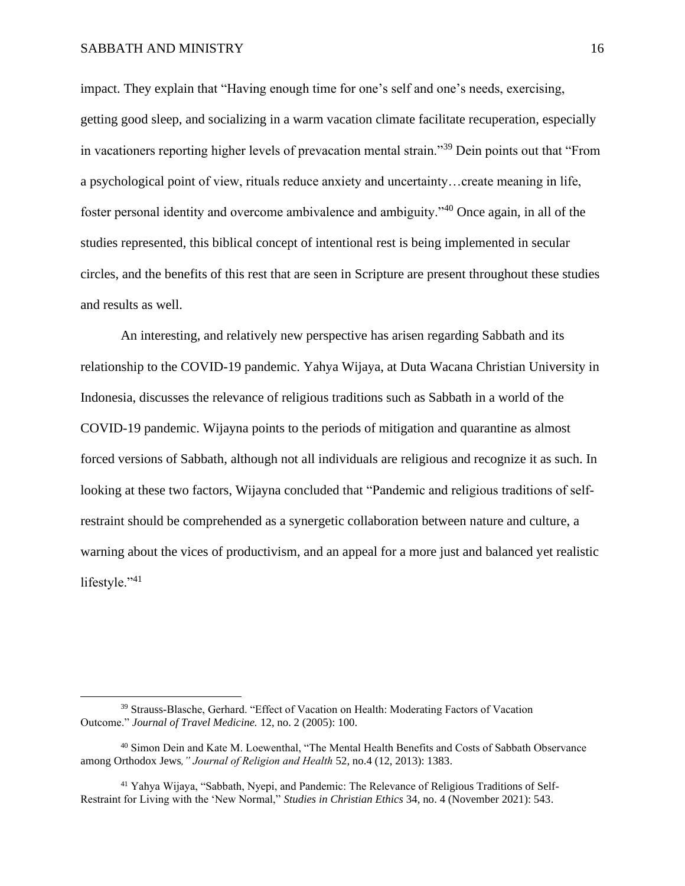impact. They explain that "Having enough time for one's self and one's needs, exercising, getting good sleep, and socializing in a warm vacation climate facilitate recuperation, especially in vacationers reporting higher levels of prevacation mental strain."[39] Dein points out that "From a psychological point of view, rituals reduce anxiety and uncertainty…create meaning in life, foster personal identity and overcome ambivalence and ambiguity."[40] Once again, in all of the studies represented, this biblical concept of intentional rest is being implemented in secular circles, and the benefits of this rest that are seen in Scripture are present throughout these studies and results as well.

An interesting, and relatively new perspective has arisen regarding Sabbath and its relationship to the COVID-19 pandemic. Yahya Wijaya, at Duta Wacana Christian University in Indonesia, discusses the relevance of religious traditions such as Sabbath in a world of the COVID-19 pandemic. Wijayna points to the periods of mitigation and quarantine as almost forced versions of Sabbath, although not all individuals are religious and recognize it as such. In looking at these two factors, Wijayna concluded that "Pandemic and religious traditions of self-restraint should be comprehended as a synergetic collaboration between nature and culture, a warning about the vices of productivism, and an appeal for a more just and balanced yet realistic lifestyle."[41]

---

[39] Strauss-Blasche, Gerhard. "Effect of Vacation on Health: Moderating Factors of Vacation Outcome." *Journal of Travel Medicine.* 12, no. 2 (2005): 100.

[40] Simon Dein and Kate M. Loewenthal, "The Mental Health Benefits and Costs of Sabbath Observance among Orthodox Jews*," Journal of Religion and Health* 52, no.4 (12, 2013): 1383.

[41] Yahya Wijaya, "Sabbath, Nyepi, and Pandemic: The Relevance of Religious Traditions of Self-Restraint for Living with the 'New Normal," *Studies in Christian Ethics* 34, no. 4 (November 2021): 543.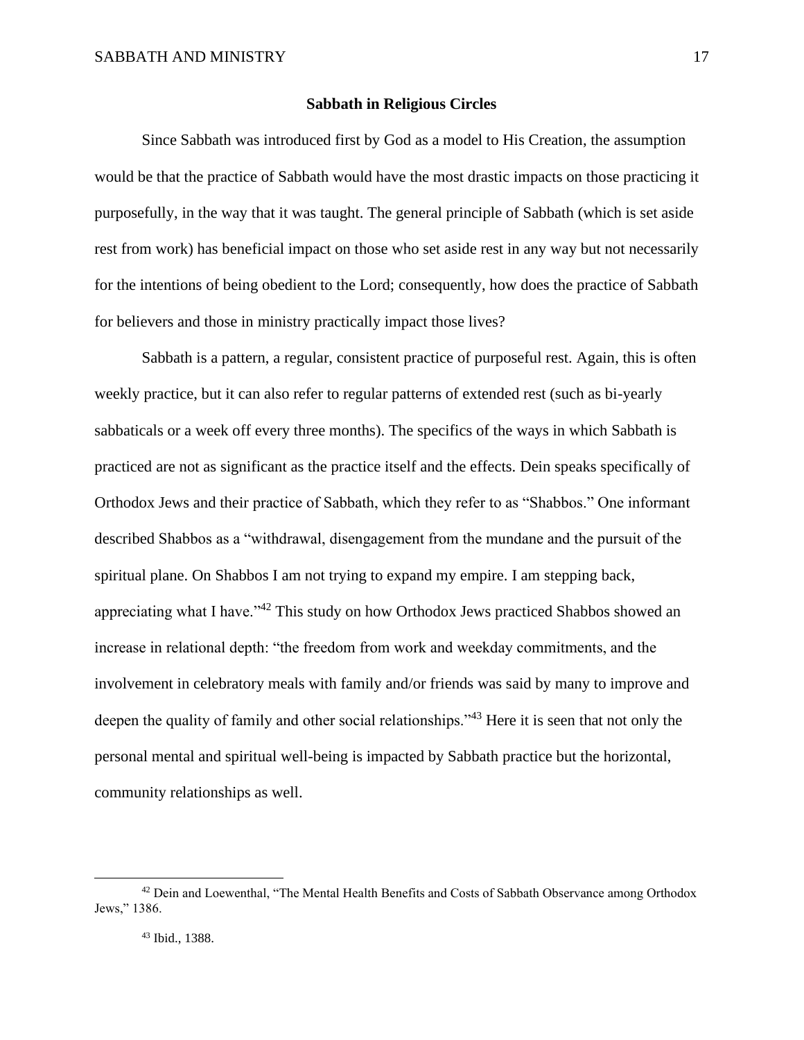## Sabbath in Religious Circles

Since Sabbath was introduced first by God as a model to His Creation, the assumption would be that the practice of Sabbath would have the most drastic impacts on those practicing it purposefully, in the way that it was taught. The general principle of Sabbath (which is set aside rest from work) has beneficial impact on those who set aside rest in any way but not necessarily for the intentions of being obedient to the Lord; consequently, how does the practice of Sabbath for believers and those in ministry practically impact those lives?

Sabbath is a pattern, a regular, consistent practice of purposeful rest. Again, this is often weekly practice, but it can also refer to regular patterns of extended rest (such as bi-yearly sabbaticals or a week off every three months). The specifics of the ways in which Sabbath is practiced are not as significant as the practice itself and the effects. Dein speaks specifically of Orthodox Jews and their practice of Sabbath, which they refer to as "Shabbos." One informant described Shabbos as a "withdrawal, disengagement from the mundane and the pursuit of the spiritual plane. On Shabbos I am not trying to expand my empire. I am stepping back, appreciating what I have."[42] This study on how Orthodox Jews practiced Shabbos showed an increase in relational depth: "the freedom from work and weekday commitments, and the involvement in celebratory meals with family and/or friends was said by many to improve and deepen the quality of family and other social relationships."[43] Here it is seen that not only the personal mental and spiritual well-being is impacted by Sabbath practice but the horizontal, community relationships as well.

---

[42] Dein and Loewenthal, "The Mental Health Benefits and Costs of Sabbath Observance among Orthodox Jews," 1386.

[43] Ibid., 1388.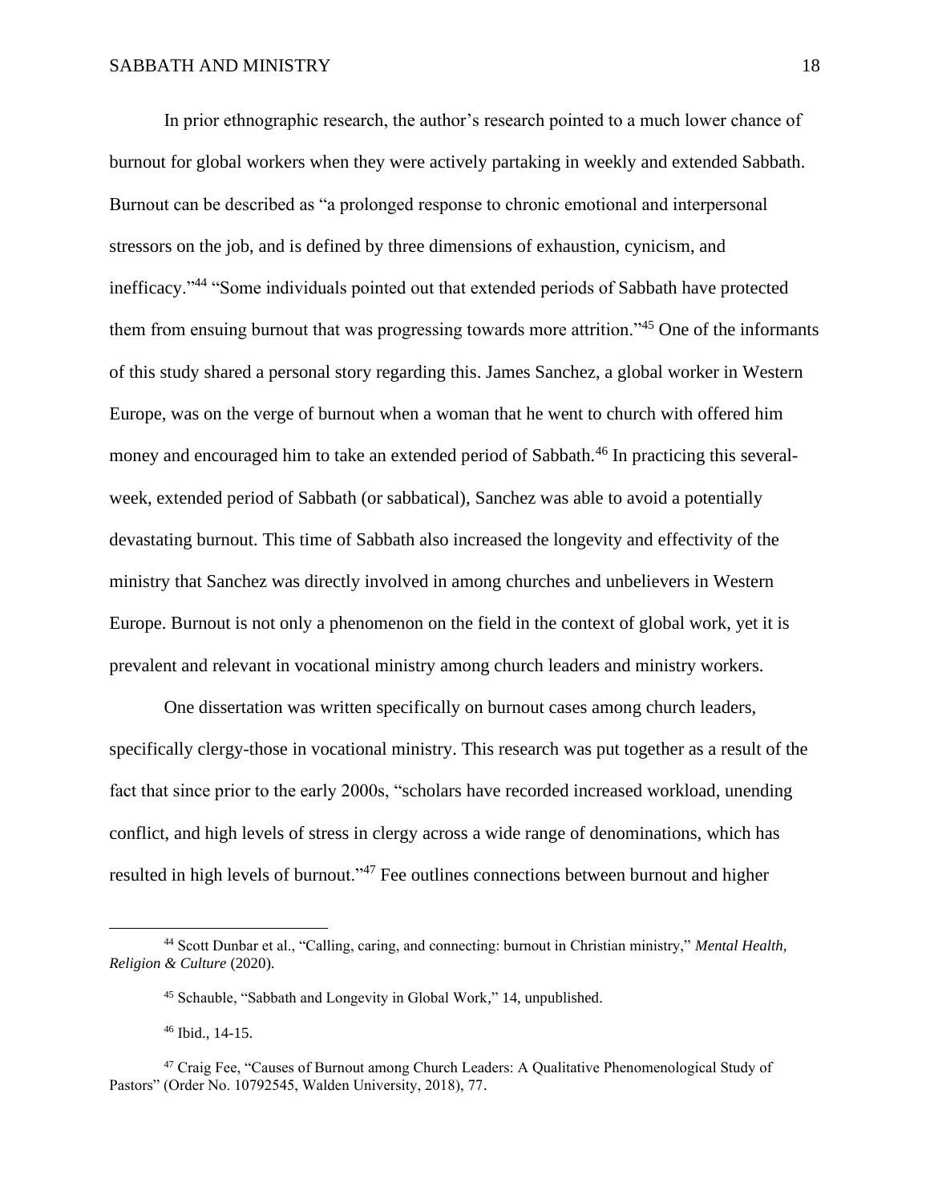In prior ethnographic research, the author's research pointed to a much lower chance of burnout for global workers when they were actively partaking in weekly and extended Sabbath. Burnout can be described as "a prolonged response to chronic emotional and interpersonal stressors on the job, and is defined by three dimensions of exhaustion, cynicism, and inefficacy."[44] "Some individuals pointed out that extended periods of Sabbath have protected them from ensuing burnout that was progressing towards more attrition."[45] One of the informants of this study shared a personal story regarding this. James Sanchez, a global worker in Western Europe, was on the verge of burnout when a woman that he went to church with offered him money and encouraged him to take an extended period of Sabbath.[46] In practicing this several-week, extended period of Sabbath (or sabbatical), Sanchez was able to avoid a potentially devastating burnout. This time of Sabbath also increased the longevity and effectivity of the ministry that Sanchez was directly involved in among churches and unbelievers in Western Europe. Burnout is not only a phenomenon on the field in the context of global work, yet it is prevalent and relevant in vocational ministry among church leaders and ministry workers.

One dissertation was written specifically on burnout cases among church leaders, specifically clergy-those in vocational ministry. This research was put together as a result of the fact that since prior to the early 2000s, "scholars have recorded increased workload, unending conflict, and high levels of stress in clergy across a wide range of denominations, which has resulted in high levels of burnout."[47] Fee outlines connections between burnout and higher

---

[44] Scott Dunbar et al., "Calling, caring, and connecting: burnout in Christian ministry," *Mental Health, Religion & Culture* (2020).

[45] Schauble, "Sabbath and Longevity in Global Work," 14, unpublished.

[46] Ibid., 14-15.

[47] Craig Fee, "Causes of Burnout among Church Leaders: A Qualitative Phenomenological Study of Pastors" (Order No. 10792545, Walden University, 2018), 77.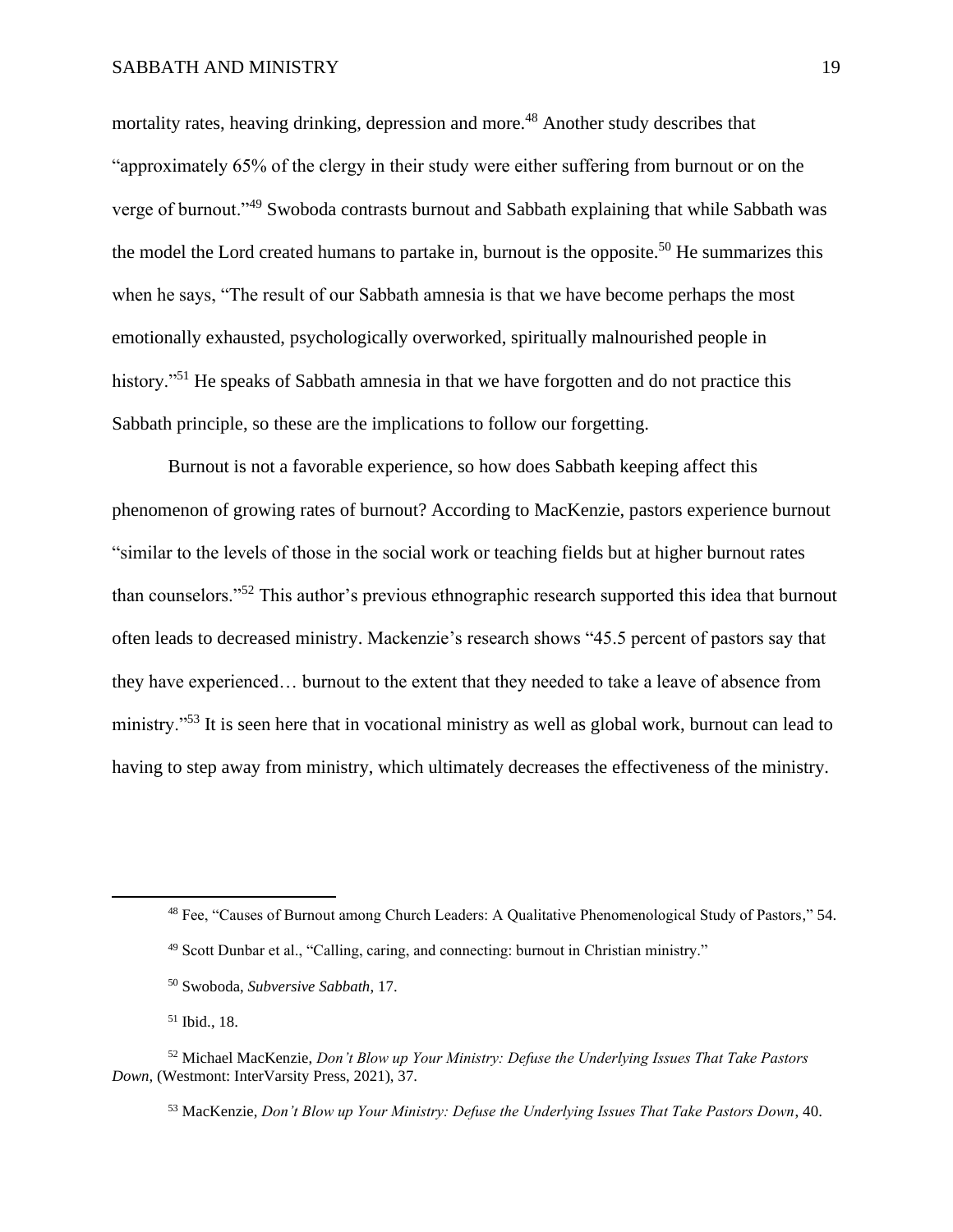mortality rates, heaving drinking, depression and more.[48] Another study describes that "approximately 65% of the clergy in their study were either suffering from burnout or on the verge of burnout."[49] Swoboda contrasts burnout and Sabbath explaining that while Sabbath was the model the Lord created humans to partake in, burnout is the opposite.[50] He summarizes this when he says, "The result of our Sabbath amnesia is that we have become perhaps the most emotionally exhausted, psychologically overworked, spiritually malnourished people in history."[51] He speaks of Sabbath amnesia in that we have forgotten and do not practice this Sabbath principle, so these are the implications to follow our forgetting.

Burnout is not a favorable experience, so how does Sabbath keeping affect this phenomenon of growing rates of burnout? According to MacKenzie, pastors experience burnout "similar to the levels of those in the social work or teaching fields but at higher burnout rates than counselors."[52] This author's previous ethnographic research supported this idea that burnout often leads to decreased ministry. Mackenzie's research shows "45.5 percent of pastors say that they have experienced… burnout to the extent that they needed to take a leave of absence from ministry."[53] It is seen here that in vocational ministry as well as global work, burnout can lead to having to step away from ministry, which ultimately decreases the effectiveness of the ministry.

---

[48] Fee, "Causes of Burnout among Church Leaders: A Qualitative Phenomenological Study of Pastors," 54.

[49] Scott Dunbar et al., "Calling, caring, and connecting: burnout in Christian ministry."

[50] Swoboda, *Subversive Sabbath*, 17.

[51] Ibid., 18.

[52] Michael MacKenzie, *Don't Blow up Your Ministry: Defuse the Underlying Issues That Take Pastors Down,* (Westmont: InterVarsity Press, 2021), 37.

[53] MacKenzie, *Don't Blow up Your Ministry: Defuse the Underlying Issues That Take Pastors Down*, 40.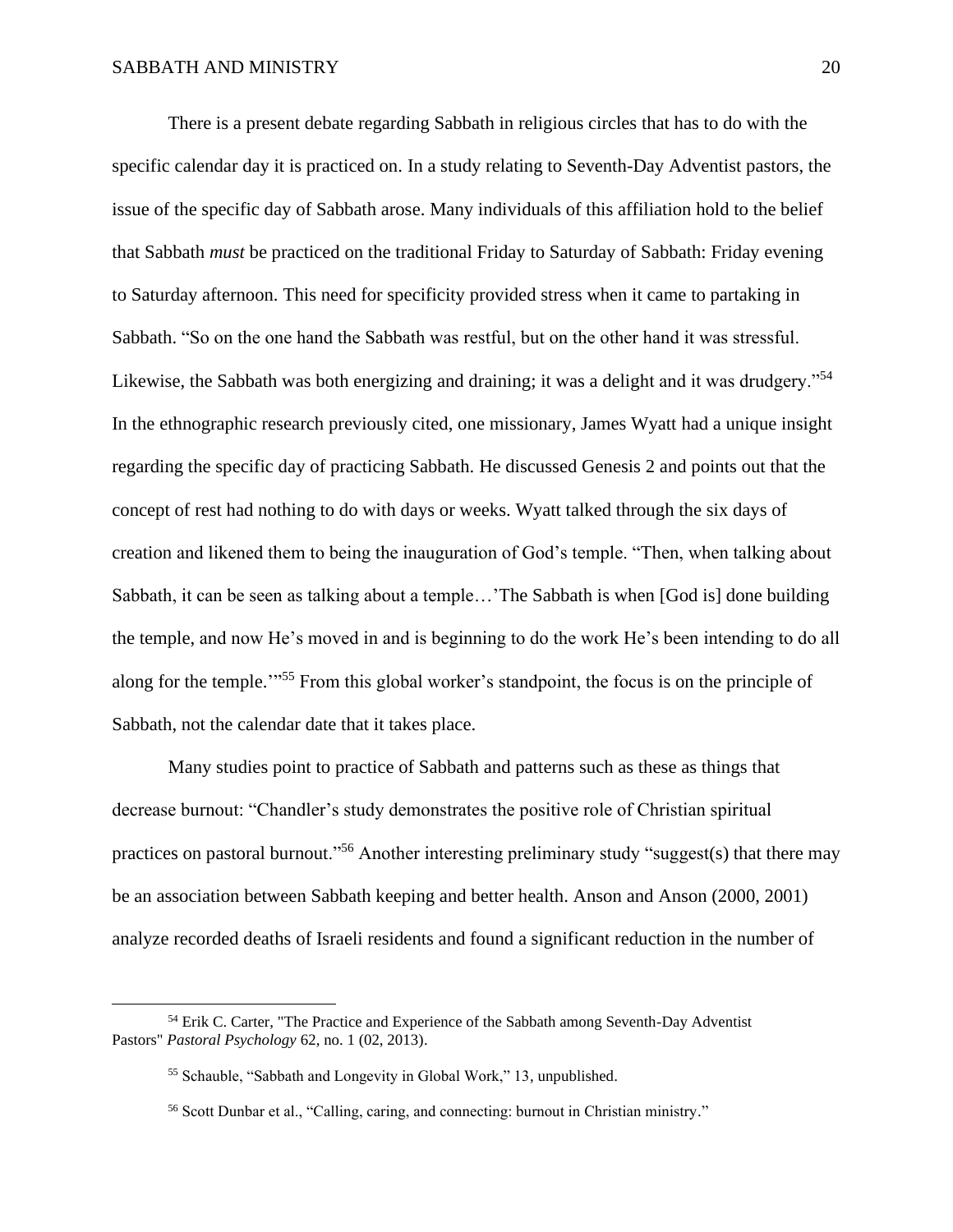There is a present debate regarding Sabbath in religious circles that has to do with the specific calendar day it is practiced on. In a study relating to Seventh-Day Adventist pastors, the issue of the specific day of Sabbath arose. Many individuals of this affiliation hold to the belief that Sabbath *must* be practiced on the traditional Friday to Saturday of Sabbath: Friday evening to Saturday afternoon. This need for specificity provided stress when it came to partaking in Sabbath. "So on the one hand the Sabbath was restful, but on the other hand it was stressful. Likewise, the Sabbath was both energizing and draining; it was a delight and it was drudgery."[54] In the ethnographic research previously cited, one missionary, James Wyatt had a unique insight regarding the specific day of practicing Sabbath. He discussed Genesis 2 and points out that the concept of rest had nothing to do with days or weeks. Wyatt talked through the six days of creation and likened them to being the inauguration of God's temple. "Then, when talking about Sabbath, it can be seen as talking about a temple…'The Sabbath is when [God is] done building the temple, and now He's moved in and is beginning to do the work He's been intending to do all along for the temple.'"[55] From this global worker's standpoint, the focus is on the principle of Sabbath, not the calendar date that it takes place.

Many studies point to practice of Sabbath and patterns such as these as things that decrease burnout: "Chandler's study demonstrates the positive role of Christian spiritual practices on pastoral burnout."[56] Another interesting preliminary study "suggest(s) that there may be an association between Sabbath keeping and better health. Anson and Anson (2000, 2001) analyze recorded deaths of Israeli residents and found a significant reduction in the number of

---

[54] Erik C. Carter, "The Practice and Experience of the Sabbath among Seventh-Day Adventist Pastors" *Pastoral Psychology* 62, no. 1 (02, 2013).

[55] Schauble, "Sabbath and Longevity in Global Work," 13, unpublished.

[56] Scott Dunbar et al., "Calling, caring, and connecting: burnout in Christian ministry."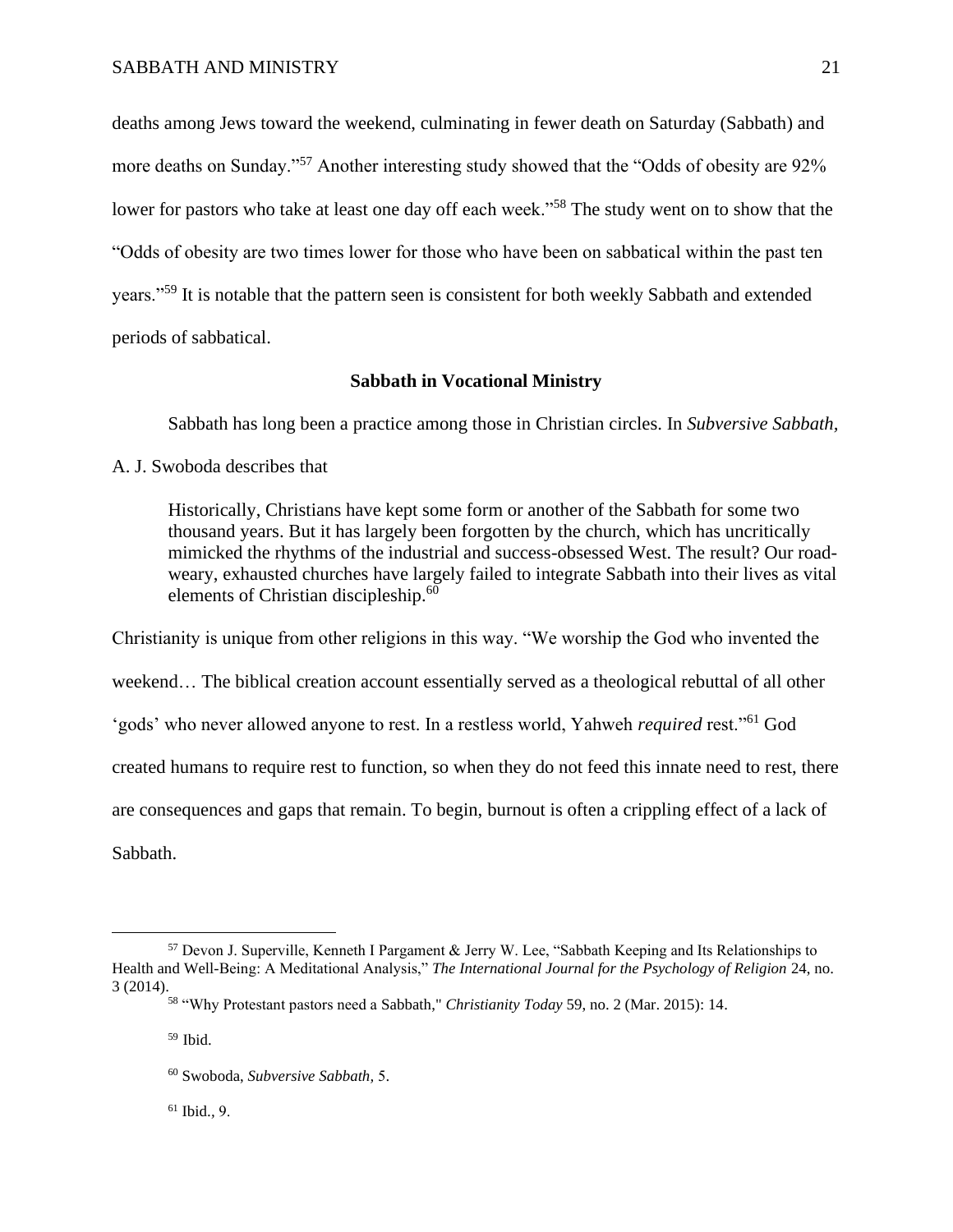deaths among Jews toward the weekend, culminating in fewer death on Saturday (Sabbath) and more deaths on Sunday."[57] Another interesting study showed that the "Odds of obesity are 92% lower for pastors who take at least one day off each week."[58] The study went on to show that the "Odds of obesity are two times lower for those who have been on sabbatical within the past ten years."[59] It is notable that the pattern seen is consistent for both weekly Sabbath and extended periods of sabbatical.

## Sabbath in Vocational Ministry

Sabbath has long been a practice among those in Christian circles. In *Subversive Sabbath,* A. J. Swoboda describes that

> Historically, Christians have kept some form or another of the Sabbath for some two thousand years. But it has largely been forgotten by the church, which has uncritically mimicked the rhythms of the industrial and success-obsessed West. The result? Our road-weary, exhausted churches have largely failed to integrate Sabbath into their lives as vital elements of Christian discipleship.[60]

Christianity is unique from other religions in this way. "We worship the God who invented the weekend… The biblical creation account essentially served as a theological rebuttal of all other 'gods' who never allowed anyone to rest. In a restless world, Yahweh *required* rest."[61] God created humans to require rest to function, so when they do not feed this innate need to rest, there are consequences and gaps that remain. To begin, burnout is often a crippling effect of a lack of Sabbath.

---

[57] Devon J. Superville, Kenneth I Pargament & Jerry W. Lee, "Sabbath Keeping and Its Relationships to Health and Well-Being: A Meditational Analysis," *The International Journal for the Psychology of Religion* 24, no. 3 (2014).

[58] "Why Protestant pastors need a Sabbath," *Christianity Today* 59, no. 2 (Mar. 2015): 14.

[59] Ibid.

[60] Swoboda, *Subversive Sabbath,* 5.

[61] Ibid., 9.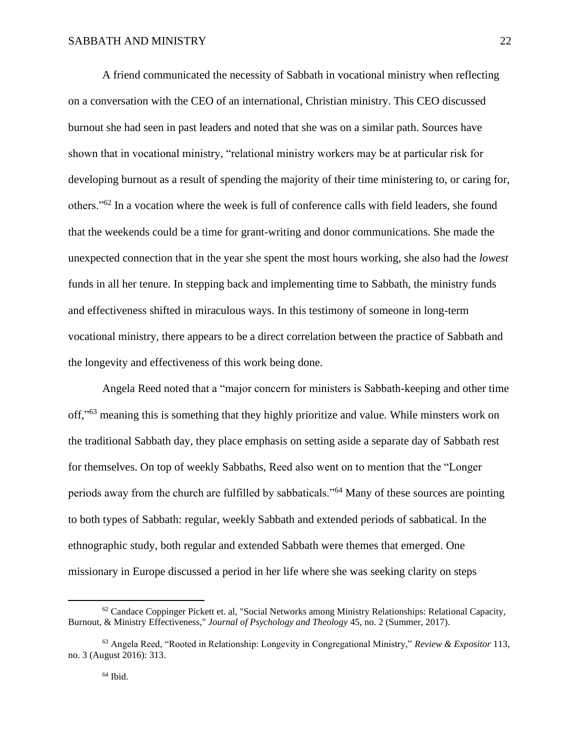A friend communicated the necessity of Sabbath in vocational ministry when reflecting on a conversation with the CEO of an international, Christian ministry. This CEO discussed burnout she had seen in past leaders and noted that she was on a similar path. Sources have shown that in vocational ministry, "relational ministry workers may be at particular risk for developing burnout as a result of spending the majority of their time ministering to, or caring for, others."[62] In a vocation where the week is full of conference calls with field leaders, she found that the weekends could be a time for grant-writing and donor communications. She made the unexpected connection that in the year she spent the most hours working, she also had the *lowest* funds in all her tenure. In stepping back and implementing time to Sabbath, the ministry funds and effectiveness shifted in miraculous ways. In this testimony of someone in long-term vocational ministry, there appears to be a direct correlation between the practice of Sabbath and the longevity and effectiveness of this work being done.

Angela Reed noted that a "major concern for ministers is Sabbath-keeping and other time off,"[63] meaning this is something that they highly prioritize and value. While minsters work on the traditional Sabbath day, they place emphasis on setting aside a separate day of Sabbath rest for themselves. On top of weekly Sabbaths, Reed also went on to mention that the "Longer periods away from the church are fulfilled by sabbaticals."[64] Many of these sources are pointing to both types of Sabbath: regular, weekly Sabbath and extended periods of sabbatical. In the ethnographic study, both regular and extended Sabbath were themes that emerged. One missionary in Europe discussed a period in her life where she was seeking clarity on steps

---

[62] Candace Coppinger Pickett et. al, "Social Networks among Ministry Relationships: Relational Capacity, Burnout, & Ministry Effectiveness," *Journal of Psychology and Theology* 45, no. 2 (Summer, 2017).

[63] Angela Reed, "Rooted in Relationship: Longevity in Congregational Ministry," *Review & Expositor* 113, no. 3 (August 2016): 313.

[64] Ibid.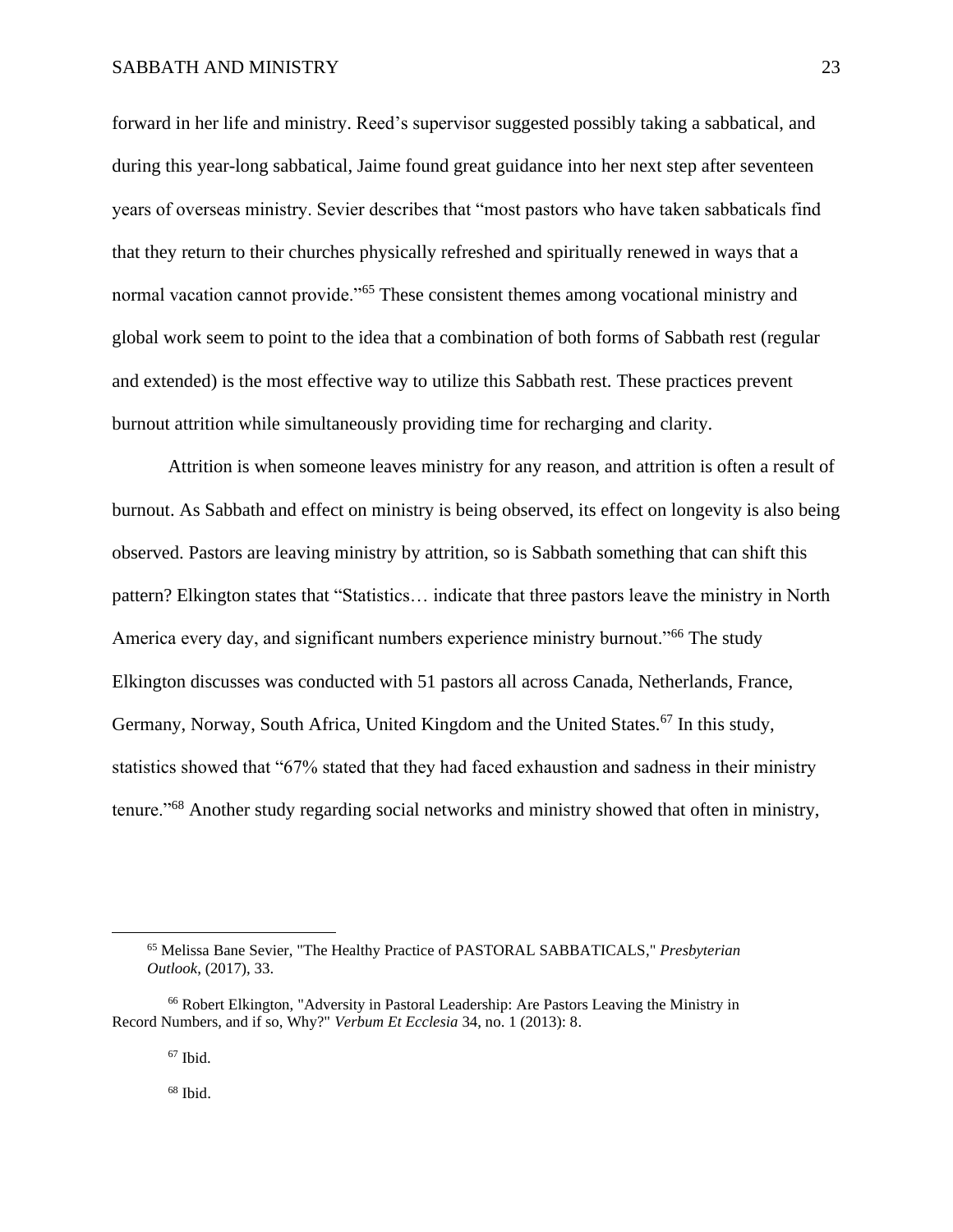forward in her life and ministry. Reed's supervisor suggested possibly taking a sabbatical, and during this year-long sabbatical, Jaime found great guidance into her next step after seventeen years of overseas ministry. Sevier describes that "most pastors who have taken sabbaticals find that they return to their churches physically refreshed and spiritually renewed in ways that a normal vacation cannot provide."[65] These consistent themes among vocational ministry and global work seem to point to the idea that a combination of both forms of Sabbath rest (regular and extended) is the most effective way to utilize this Sabbath rest. These practices prevent burnout attrition while simultaneously providing time for recharging and clarity.

Attrition is when someone leaves ministry for any reason, and attrition is often a result of burnout. As Sabbath and effect on ministry is being observed, its effect on longevity is also being observed. Pastors are leaving ministry by attrition, so is Sabbath something that can shift this pattern? Elkington states that "Statistics… indicate that three pastors leave the ministry in North America every day, and significant numbers experience ministry burnout."[66] The study Elkington discusses was conducted with 51 pastors all across Canada, Netherlands, France, Germany, Norway, South Africa, United Kingdom and the United States.[67] In this study, statistics showed that "67% stated that they had faced exhaustion and sadness in their ministry tenure."[68] Another study regarding social networks and ministry showed that often in ministry,

---

[65] Melissa Bane Sevier, "The Healthy Practice of PASTORAL SABBATICALS," *Presbyterian Outlook*, (2017), 33.

[66] Robert Elkington, "Adversity in Pastoral Leadership: Are Pastors Leaving the Ministry in Record Numbers, and if so, Why?" *Verbum Et Ecclesia* 34, no. 1 (2013): 8.

[67] Ibid.

[68] Ibid.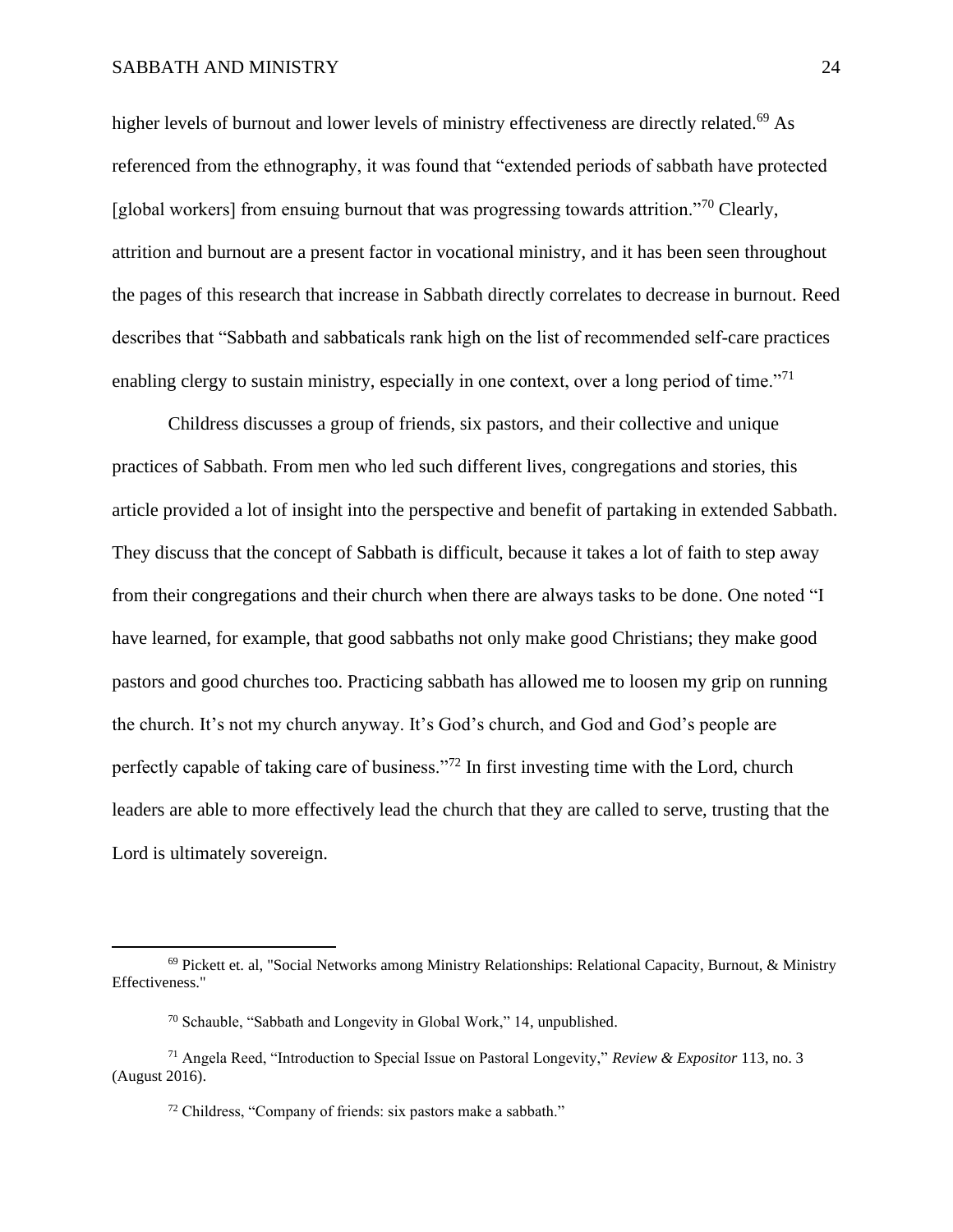higher levels of burnout and lower levels of ministry effectiveness are directly related.[69] As referenced from the ethnography, it was found that "extended periods of sabbath have protected [global workers] from ensuing burnout that was progressing towards attrition."[70] Clearly, attrition and burnout are a present factor in vocational ministry, and it has been seen throughout the pages of this research that increase in Sabbath directly correlates to decrease in burnout. Reed describes that "Sabbath and sabbaticals rank high on the list of recommended self-care practices enabling clergy to sustain ministry, especially in one context, over a long period of time."[71]

Childress discusses a group of friends, six pastors, and their collective and unique practices of Sabbath. From men who led such different lives, congregations and stories, this article provided a lot of insight into the perspective and benefit of partaking in extended Sabbath. They discuss that the concept of Sabbath is difficult, because it takes a lot of faith to step away from their congregations and their church when there are always tasks to be done. One noted "I have learned, for example, that good sabbaths not only make good Christians; they make good pastors and good churches too. Practicing sabbath has allowed me to loosen my grip on running the church. It's not my church anyway. It's God's church, and God and God's people are perfectly capable of taking care of business."[72] In first investing time with the Lord, church leaders are able to more effectively lead the church that they are called to serve, trusting that the Lord is ultimately sovereign.

---

[69] Pickett et. al, "Social Networks among Ministry Relationships: Relational Capacity, Burnout, & Ministry Effectiveness."

[70] Schauble, "Sabbath and Longevity in Global Work," 14, unpublished.

[71] Angela Reed, "Introduction to Special Issue on Pastoral Longevity," *Review & Expositor* 113, no. 3 (August 2016).

[72] Childress, "Company of friends: six pastors make a sabbath."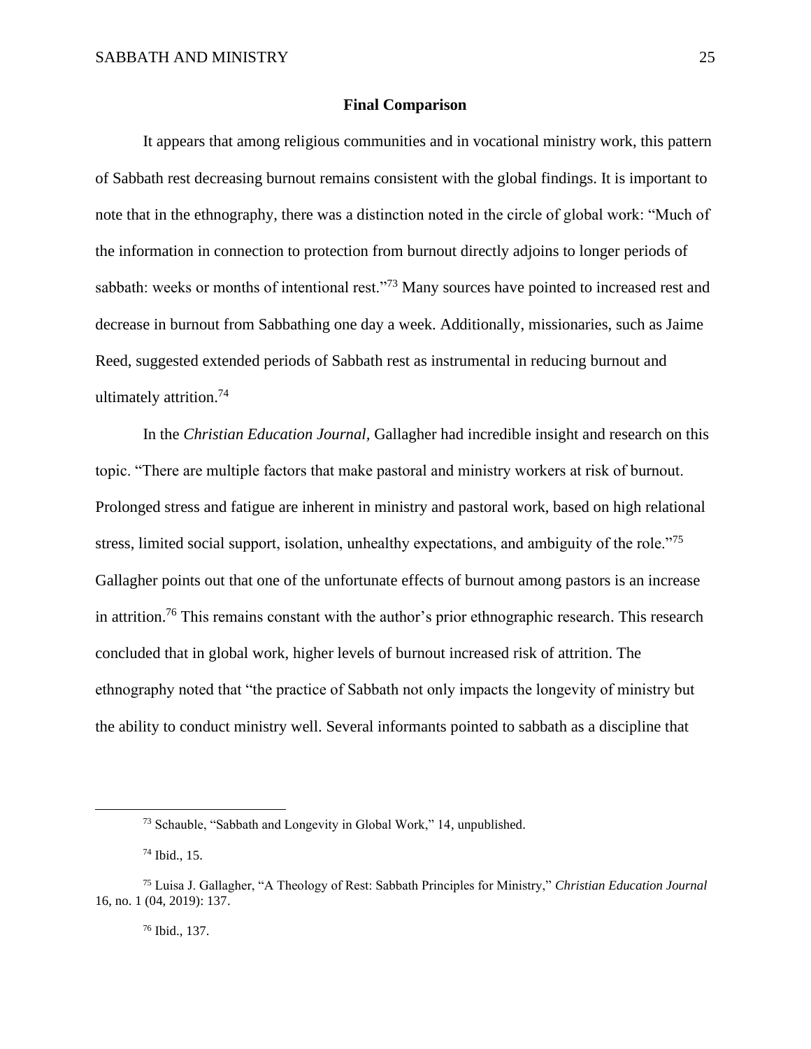## Final Comparison

It appears that among religious communities and in vocational ministry work, this pattern of Sabbath rest decreasing burnout remains consistent with the global findings. It is important to note that in the ethnography, there was a distinction noted in the circle of global work: "Much of the information in connection to protection from burnout directly adjoins to longer periods of sabbath: weeks or months of intentional rest."[73] Many sources have pointed to increased rest and decrease in burnout from Sabbathing one day a week. Additionally, missionaries, such as Jaime Reed, suggested extended periods of Sabbath rest as instrumental in reducing burnout and ultimately attrition.[74]

In the *Christian Education Journal,* Gallagher had incredible insight and research on this topic. "There are multiple factors that make pastoral and ministry workers at risk of burnout. Prolonged stress and fatigue are inherent in ministry and pastoral work, based on high relational stress, limited social support, isolation, unhealthy expectations, and ambiguity of the role."[75] Gallagher points out that one of the unfortunate effects of burnout among pastors is an increase in attrition.[76] This remains constant with the author's prior ethnographic research. This research concluded that in global work, higher levels of burnout increased risk of attrition. The ethnography noted that "the practice of Sabbath not only impacts the longevity of ministry but the ability to conduct ministry well. Several informants pointed to sabbath as a discipline that

---

[73] Schauble, "Sabbath and Longevity in Global Work," 14, unpublished.

[74] Ibid., 15.

[75] Luisa J. Gallagher, "A Theology of Rest: Sabbath Principles for Ministry," *Christian Education Journal* 16, no. 1 (04, 2019): 137.

[76] Ibid., 137.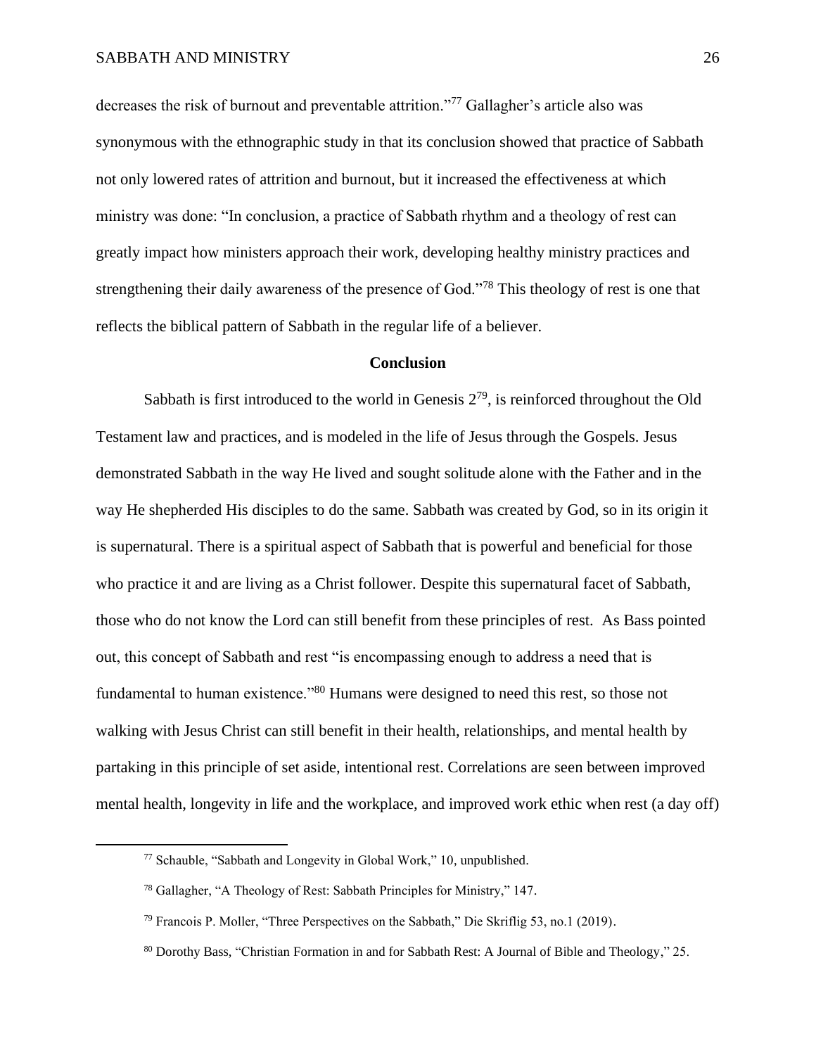decreases the risk of burnout and preventable attrition."[77] Gallagher's article also was synonymous with the ethnographic study in that its conclusion showed that practice of Sabbath not only lowered rates of attrition and burnout, but it increased the effectiveness at which ministry was done: "In conclusion, a practice of Sabbath rhythm and a theology of rest can greatly impact how ministers approach their work, developing healthy ministry practices and strengthening their daily awareness of the presence of God."[78] This theology of rest is one that reflects the biblical pattern of Sabbath in the regular life of a believer.

## Conclusion

Sabbath is first introduced to the world in Genesis 2[79], is reinforced throughout the Old Testament law and practices, and is modeled in the life of Jesus through the Gospels. Jesus demonstrated Sabbath in the way He lived and sought solitude alone with the Father and in the way He shepherded His disciples to do the same. Sabbath was created by God, so in its origin it is supernatural. There is a spiritual aspect of Sabbath that is powerful and beneficial for those who practice it and are living as a Christ follower. Despite this supernatural facet of Sabbath, those who do not know the Lord can still benefit from these principles of rest. As Bass pointed out, this concept of Sabbath and rest "is encompassing enough to address a need that is fundamental to human existence."[80] Humans were designed to need this rest, so those not walking with Jesus Christ can still benefit in their health, relationships, and mental health by partaking in this principle of set aside, intentional rest. Correlations are seen between improved mental health, longevity in life and the workplace, and improved work ethic when rest (a day off)

---

[77] Schauble, "Sabbath and Longevity in Global Work," 10, unpublished.

[78] Gallagher, "A Theology of Rest: Sabbath Principles for Ministry," 147.

[79] Francois P. Moller, "Three Perspectives on the Sabbath," Die Skriflig 53, no.1 (2019).

[80] Dorothy Bass, "Christian Formation in and for Sabbath Rest: A Journal of Bible and Theology," 25.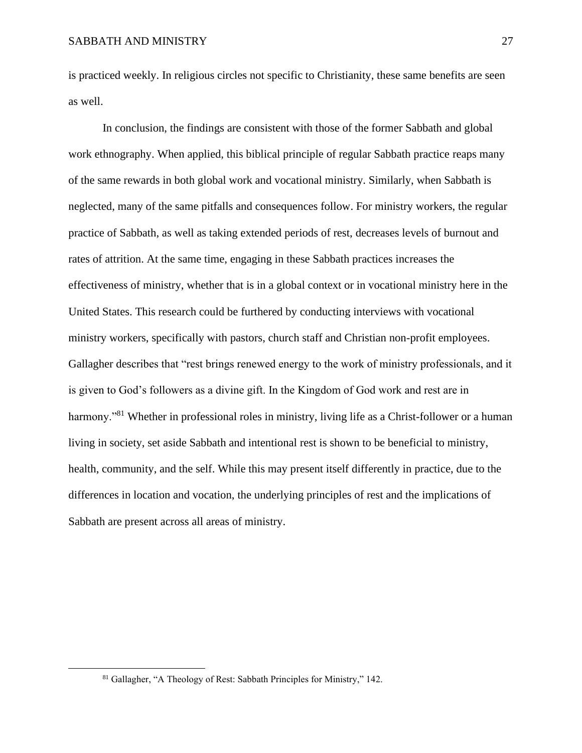is practiced weekly. In religious circles not specific to Christianity, these same benefits are seen as well.

In conclusion, the findings are consistent with those of the former Sabbath and global work ethnography. When applied, this biblical principle of regular Sabbath practice reaps many of the same rewards in both global work and vocational ministry. Similarly, when Sabbath is neglected, many of the same pitfalls and consequences follow. For ministry workers, the regular practice of Sabbath, as well as taking extended periods of rest, decreases levels of burnout and rates of attrition. At the same time, engaging in these Sabbath practices increases the effectiveness of ministry, whether that is in a global context or in vocational ministry here in the United States. This research could be furthered by conducting interviews with vocational ministry workers, specifically with pastors, church staff and Christian non-profit employees. Gallagher describes that "rest brings renewed energy to the work of ministry professionals, and it is given to God's followers as a divine gift. In the Kingdom of God work and rest are in harmony."[81] Whether in professional roles in ministry, living life as a Christ-follower or a human living in society, set aside Sabbath and intentional rest is shown to be beneficial to ministry, health, community, and the self. While this may present itself differently in practice, due to the differences in location and vocation, the underlying principles of rest and the implications of Sabbath are present across all areas of ministry.

---

[81] Gallagher, "A Theology of Rest: Sabbath Principles for Ministry," 142.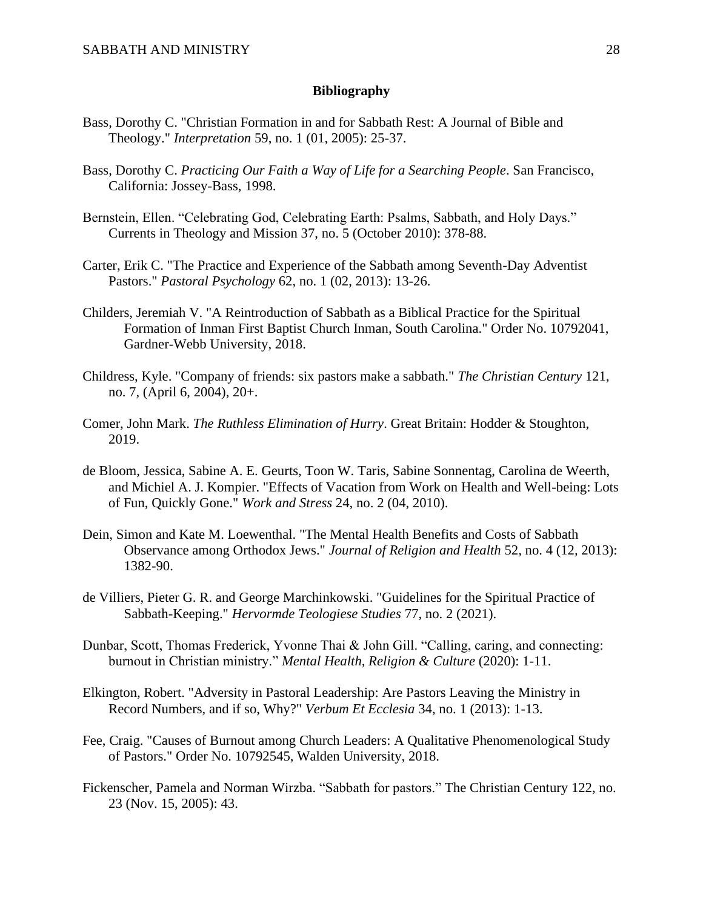**Bibliography**

Bass, Dorothy C. "Christian Formation in and for Sabbath Rest: A Journal of Bible and Theology." *Interpretation* 59, no. 1 (01, 2005): 25-37.

Bass, Dorothy C. *Practicing Our Faith a Way of Life for a Searching People*. San Francisco, California: Jossey-Bass, 1998.

Bernstein, Ellen. "Celebrating God, Celebrating Earth: Psalms, Sabbath, and Holy Days." Currents in Theology and Mission 37, no. 5 (October 2010): 378-88.

Carter, Erik C. "The Practice and Experience of the Sabbath among Seventh-Day Adventist Pastors." *Pastoral Psychology* 62, no. 1 (02, 2013): 13-26.

Childers, Jeremiah V. "A Reintroduction of Sabbath as a Biblical Practice for the Spiritual Formation of Inman First Baptist Church Inman, South Carolina." Order No. 10792041, Gardner-Webb University, 2018.

Childress, Kyle. "Company of friends: six pastors make a sabbath." *The Christian Century* 121, no. 7, (April 6, 2004), 20+.

Comer, John Mark. *The Ruthless Elimination of Hurry*. Great Britain: Hodder & Stoughton, 2019.

de Bloom, Jessica, Sabine A. E. Geurts, Toon W. Taris, Sabine Sonnentag, Carolina de Weerth, and Michiel A. J. Kompier. "Effects of Vacation from Work on Health and Well-being: Lots of Fun, Quickly Gone." *Work and Stress* 24, no. 2 (04, 2010).

Dein, Simon and Kate M. Loewenthal. "The Mental Health Benefits and Costs of Sabbath Observance among Orthodox Jews." *Journal of Religion and Health* 52, no. 4 (12, 2013): 1382-90.

de Villiers, Pieter G. R. and George Marchinkowski. "Guidelines for the Spiritual Practice of Sabbath-Keeping." *Hervormde Teologiese Studies* 77, no. 2 (2021).

Dunbar, Scott, Thomas Frederick, Yvonne Thai & John Gill. "Calling, caring, and connecting: burnout in Christian ministry." *Mental Health, Religion & Culture* (2020): 1-11.

Elkington, Robert. "Adversity in Pastoral Leadership: Are Pastors Leaving the Ministry in Record Numbers, and if so, Why?" *Verbum Et Ecclesia* 34, no. 1 (2013): 1-13.

Fee, Craig. "Causes of Burnout among Church Leaders: A Qualitative Phenomenological Study of Pastors." Order No. 10792545, Walden University, 2018.

Fickenscher, Pamela and Norman Wirzba. "Sabbath for pastors." The Christian Century 122, no. 23 (Nov. 15, 2005): 43.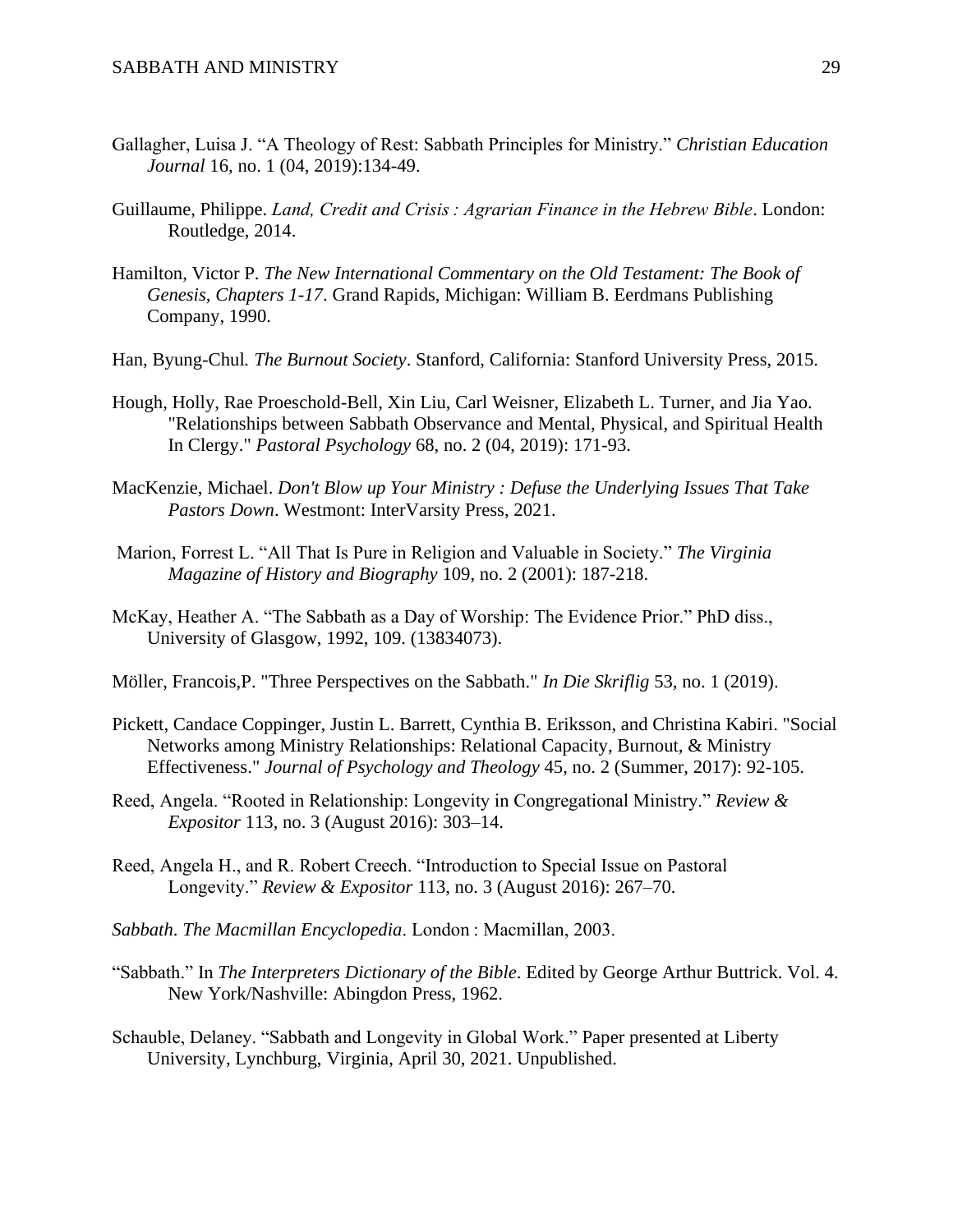Gallagher, Luisa J. "A Theology of Rest: Sabbath Principles for Ministry." *Christian Education Journal* 16, no. 1 (04, 2019):134-49.

Guillaume, Philippe. *Land, Credit and Crisis : Agrarian Finance in the Hebrew Bible*. London: Routledge, 2014.

Hamilton, Victor P. *The New International Commentary on the Old Testament: The Book of Genesis, Chapters 1-17*. Grand Rapids, Michigan: William B. Eerdmans Publishing Company, 1990.

Han, Byung-Chul. *The Burnout Society*. Stanford, California: Stanford University Press, 2015.

Hough, Holly, Rae Proeschold-Bell, Xin Liu, Carl Weisner, Elizabeth L. Turner, and Jia Yao. "Relationships between Sabbath Observance and Mental, Physical, and Spiritual Health In Clergy." *Pastoral Psychology* 68, no. 2 (04, 2019): 171-93.

MacKenzie, Michael. *Don't Blow up Your Ministry : Defuse the Underlying Issues That Take Pastors Down*. Westmont: InterVarsity Press, 2021.

Marion, Forrest L. "All That Is Pure in Religion and Valuable in Society." *The Virginia Magazine of History and Biography* 109, no. 2 (2001): 187-218.

McKay, Heather A. "The Sabbath as a Day of Worship: The Evidence Prior." PhD diss., University of Glasgow, 1992, 109. (13834073).

Möller, Francois,P. "Three Perspectives on the Sabbath." *In Die Skriflig* 53, no. 1 (2019).

Pickett, Candace Coppinger, Justin L. Barrett, Cynthia B. Eriksson, and Christina Kabiri. "Social Networks among Ministry Relationships: Relational Capacity, Burnout, & Ministry Effectiveness." *Journal of Psychology and Theology* 45, no. 2 (Summer, 2017): 92-105.

Reed, Angela. "Rooted in Relationship: Longevity in Congregational Ministry." *Review & Expositor* 113, no. 3 (August 2016): 303–14.

Reed, Angela H., and R. Robert Creech. "Introduction to Special Issue on Pastoral Longevity." *Review & Expositor* 113, no. 3 (August 2016): 267–70.

*Sabbath*. *The Macmillan Encyclopedia*. London : Macmillan, 2003.

"Sabbath." In *The Interpreters Dictionary of the Bible*. Edited by George Arthur Buttrick. Vol. 4. New York/Nashville: Abingdon Press, 1962.

Schauble, Delaney. "Sabbath and Longevity in Global Work." Paper presented at Liberty University, Lynchburg, Virginia, April 30, 2021. Unpublished.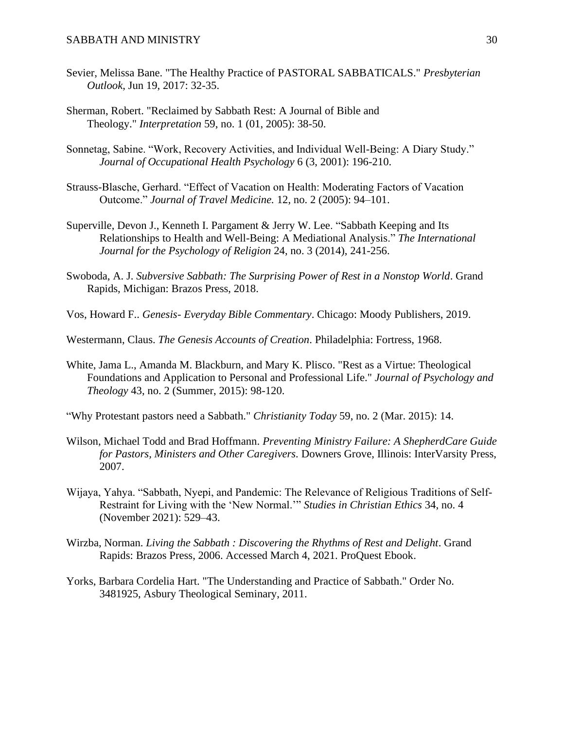Sevier, Melissa Bane. "The Healthy Practice of PASTORAL SABBATICALS." *Presbyterian Outlook*, Jun 19, 2017: 32-35.

Sherman, Robert. "Reclaimed by Sabbath Rest: A Journal of Bible and Theology." *Interpretation* 59, no. 1 (01, 2005): 38-50.

Sonnetag, Sabine. "Work, Recovery Activities, and Individual Well-Being: A Diary Study." *Journal of Occupational Health Psychology* 6 (3, 2001): 196-210.

Strauss-Blasche, Gerhard. "Effect of Vacation on Health: Moderating Factors of Vacation Outcome." *Journal of Travel Medicine.* 12, no. 2 (2005): 94–101.

Superville, Devon J., Kenneth I. Pargament & Jerry W. Lee. "Sabbath Keeping and Its Relationships to Health and Well-Being: A Mediational Analysis." *The International Journal for the Psychology of Religion* 24, no. 3 (2014), 241-256.

Swoboda, A. J. *Subversive Sabbath: The Surprising Power of Rest in a Nonstop World*. Grand Rapids, Michigan: Brazos Press, 2018.

Vos, Howard F.. *Genesis- Everyday Bible Commentary*. Chicago: Moody Publishers, 2019.

Westermann, Claus. *The Genesis Accounts of Creation*. Philadelphia: Fortress, 1968.

White, Jama L., Amanda M. Blackburn, and Mary K. Plisco. "Rest as a Virtue: Theological Foundations and Application to Personal and Professional Life." *Journal of Psychology and Theology* 43, no. 2 (Summer, 2015): 98-120.

"Why Protestant pastors need a Sabbath." *Christianity Today* 59, no. 2 (Mar. 2015): 14.

Wilson, Michael Todd and Brad Hoffmann. *Preventing Ministry Failure: A ShepherdCare Guide for Pastors, Ministers and Other Caregivers*. Downers Grove, Illinois: InterVarsity Press, 2007.

Wijaya, Yahya. "Sabbath, Nyepi, and Pandemic: The Relevance of Religious Traditions of Self-Restraint for Living with the 'New Normal.'" *Studies in Christian Ethics* 34, no. 4 (November 2021): 529–43.

Wirzba, Norman. *Living the Sabbath : Discovering the Rhythms of Rest and Delight*. Grand Rapids: Brazos Press, 2006. Accessed March 4, 2021. ProQuest Ebook.

Yorks, Barbara Cordelia Hart. "The Understanding and Practice of Sabbath." Order No. 3481925, Asbury Theological Seminary, 2011.